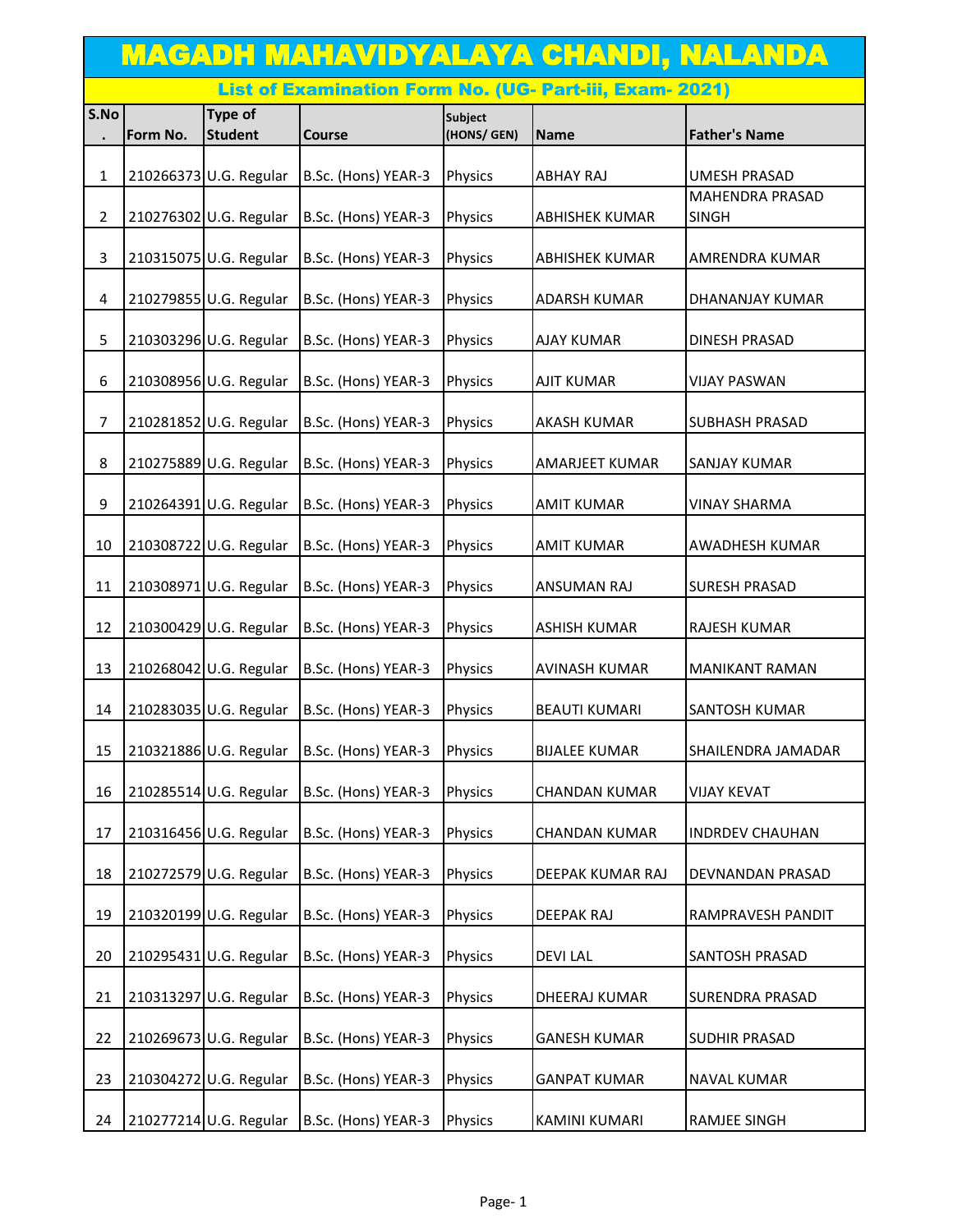# MAGADH MAHAVIDYALAYA CHANDI, NALANDA

## List of Examination Form No. (UG- Part-iii, Exam- 2021)

| S.No. | Form No. | Type of Student | Course | Subject (HONS/ GEN) | Name | Father's Name |
|---|---|---|---|---|---|---|
| 1 | 210266373 | U.G. Regular | B.Sc. (Hons) YEAR-3 | Physics | ABHAY RAJ | UMESH PRASAD |
| 2 | 210276302 | U.G. Regular | B.Sc. (Hons) YEAR-3 | Physics | ABHISHEK KUMAR | MAHENDRA PRASAD SINGH |
| 3 | 210315075 | U.G. Regular | B.Sc. (Hons) YEAR-3 | Physics | ABHISHEK KUMAR | AMRENDRA KUMAR |
| 4 | 210279855 | U.G. Regular | B.Sc. (Hons) YEAR-3 | Physics | ADARSH KUMAR | DHANANJAY KUMAR |
| 5 | 210303296 | U.G. Regular | B.Sc. (Hons) YEAR-3 | Physics | AJAY KUMAR | DINESH PRASAD |
| 6 | 210308956 | U.G. Regular | B.Sc. (Hons) YEAR-3 | Physics | AJIT KUMAR | VIJAY PASWAN |
| 7 | 210281852 | U.G. Regular | B.Sc. (Hons) YEAR-3 | Physics | AKASH KUMAR | SUBHASH PRASAD |
| 8 | 210275889 | U.G. Regular | B.Sc. (Hons) YEAR-3 | Physics | AMARJEET KUMAR | SANJAY KUMAR |
| 9 | 210264391 | U.G. Regular | B.Sc. (Hons) YEAR-3 | Physics | AMIT KUMAR | VINAY SHARMA |
| 10 | 210308722 | U.G. Regular | B.Sc. (Hons) YEAR-3 | Physics | AMIT KUMAR | AWADHESH KUMAR |
| 11 | 210308971 | U.G. Regular | B.Sc. (Hons) YEAR-3 | Physics | ANSUMAN RAJ | SURESH PRASAD |
| 12 | 210300429 | U.G. Regular | B.Sc. (Hons) YEAR-3 | Physics | ASHISH KUMAR | RAJESH KUMAR |
| 13 | 210268042 | U.G. Regular | B.Sc. (Hons) YEAR-3 | Physics | AVINASH KUMAR | MANIKANT RAMAN |
| 14 | 210283035 | U.G. Regular | B.Sc. (Hons) YEAR-3 | Physics | BEAUTI KUMARI | SANTOSH KUMAR |
| 15 | 210321886 | U.G. Regular | B.Sc. (Hons) YEAR-3 | Physics | BIJALEE KUMAR | SHAILENDRA JAMADAR |
| 16 | 210285514 | U.G. Regular | B.Sc. (Hons) YEAR-3 | Physics | CHANDAN KUMAR | VIJAY KEVAT |
| 17 | 210316456 | U.G. Regular | B.Sc. (Hons) YEAR-3 | Physics | CHANDAN KUMAR | INDRDEV CHAUHAN |
| 18 | 210272579 | U.G. Regular | B.Sc. (Hons) YEAR-3 | Physics | DEEPAK KUMAR RAJ | DEVNANDAN PRASAD |
| 19 | 210320199 | U.G. Regular | B.Sc. (Hons) YEAR-3 | Physics | DEEPAK RAJ | RAMPRAVESH PANDIT |
| 20 | 210295431 | U.G. Regular | B.Sc. (Hons) YEAR-3 | Physics | DEVI LAL | SANTOSH PRASAD |
| 21 | 210313297 | U.G. Regular | B.Sc. (Hons) YEAR-3 | Physics | DHEERAJ KUMAR | SURENDRA PRASAD |
| 22 | 210269673 | U.G. Regular | B.Sc. (Hons) YEAR-3 | Physics | GANESH KUMAR | SUDHIR PRASAD |
| 23 | 210304272 | U.G. Regular | B.Sc. (Hons) YEAR-3 | Physics | GANPAT KUMAR | NAVAL KUMAR |
| 24 | 210277214 | U.G. Regular | B.Sc. (Hons) YEAR-3 | Physics | KAMINI KUMARI | RAMJEE SINGH |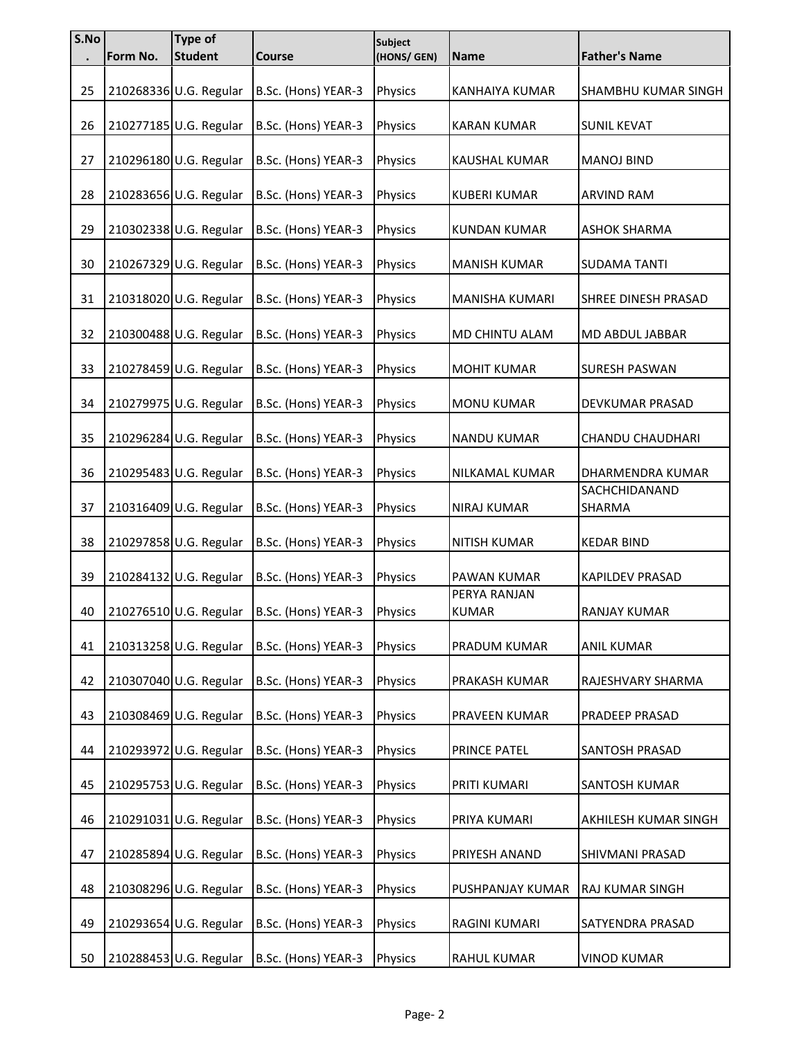| S.No. | Form No. | Type of Student | Course | Subject (HONS/ GEN) | Name | Father's Name |
|---|---|---|---|---|---|---|
| 25 | 210268336 | U.G. Regular | B.Sc. (Hons) YEAR-3 | Physics | KANHAIYA KUMAR | SHAMBHU KUMAR SINGH |
| 26 | 210277185 | U.G. Regular | B.Sc. (Hons) YEAR-3 | Physics | KARAN KUMAR | SUNIL KEVAT |
| 27 | 210296180 | U.G. Regular | B.Sc. (Hons) YEAR-3 | Physics | KAUSHAL KUMAR | MANOJ BIND |
| 28 | 210283656 | U.G. Regular | B.Sc. (Hons) YEAR-3 | Physics | KUBERI KUMAR | ARVIND RAM |
| 29 | 210302338 | U.G. Regular | B.Sc. (Hons) YEAR-3 | Physics | KUNDAN KUMAR | ASHOK SHARMA |
| 30 | 210267329 | U.G. Regular | B.Sc. (Hons) YEAR-3 | Physics | MANISH KUMAR | SUDAMA TANTI |
| 31 | 210318020 | U.G. Regular | B.Sc. (Hons) YEAR-3 | Physics | MANISHA KUMARI | SHREE DINESH PRASAD |
| 32 | 210300488 | U.G. Regular | B.Sc. (Hons) YEAR-3 | Physics | MD CHINTU ALAM | MD ABDUL JABBAR |
| 33 | 210278459 | U.G. Regular | B.Sc. (Hons) YEAR-3 | Physics | MOHIT KUMAR | SURESH PASWAN |
| 34 | 210279975 | U.G. Regular | B.Sc. (Hons) YEAR-3 | Physics | MONU KUMAR | DEVKUMAR PRASAD |
| 35 | 210296284 | U.G. Regular | B.Sc. (Hons) YEAR-3 | Physics | NANDU KUMAR | CHANDU CHAUDHARI |
| 36 | 210295483 | U.G. Regular | B.Sc. (Hons) YEAR-3 | Physics | NILKAMAL KUMAR | DHARMENDRA KUMAR |
| 37 | 210316409 | U.G. Regular | B.Sc. (Hons) YEAR-3 | Physics | NIRAJ KUMAR | SACHCHIDANAND SHARMA |
| 38 | 210297858 | U.G. Regular | B.Sc. (Hons) YEAR-3 | Physics | NITISH KUMAR | KEDAR BIND |
| 39 | 210284132 | U.G. Regular | B.Sc. (Hons) YEAR-3 | Physics | PAWAN KUMAR | KAPILDEV PRASAD |
| 40 | 210276510 | U.G. Regular | B.Sc. (Hons) YEAR-3 | Physics | PERYA RANJAN KUMAR | RANJAY KUMAR |
| 41 | 210313258 | U.G. Regular | B.Sc. (Hons) YEAR-3 | Physics | PRADUM KUMAR | ANIL KUMAR |
| 42 | 210307040 | U.G. Regular | B.Sc. (Hons) YEAR-3 | Physics | PRAKASH KUMAR | RAJESHVARY SHARMA |
| 43 | 210308469 | U.G. Regular | B.Sc. (Hons) YEAR-3 | Physics | PRAVEEN KUMAR | PRADEEP PRASAD |
| 44 | 210293972 | U.G. Regular | B.Sc. (Hons) YEAR-3 | Physics | PRINCE PATEL | SANTOSH PRASAD |
| 45 | 210295753 | U.G. Regular | B.Sc. (Hons) YEAR-3 | Physics | PRITI KUMARI | SANTOSH KUMAR |
| 46 | 210291031 | U.G. Regular | B.Sc. (Hons) YEAR-3 | Physics | PRIYA KUMARI | AKHILESH KUMAR SINGH |
| 47 | 210285894 | U.G. Regular | B.Sc. (Hons) YEAR-3 | Physics | PRIYESH ANAND | SHIVMANI PRASAD |
| 48 | 210308296 | U.G. Regular | B.Sc. (Hons) YEAR-3 | Physics | PUSHPANJAY KUMAR | RAJ KUMAR SINGH |
| 49 | 210293654 | U.G. Regular | B.Sc. (Hons) YEAR-3 | Physics | RAGINI KUMARI | SATYENDRA PRASAD |
| 50 | 210288453 | U.G. Regular | B.Sc. (Hons) YEAR-3 | Physics | RAHUL KUMAR | VINOD KUMAR |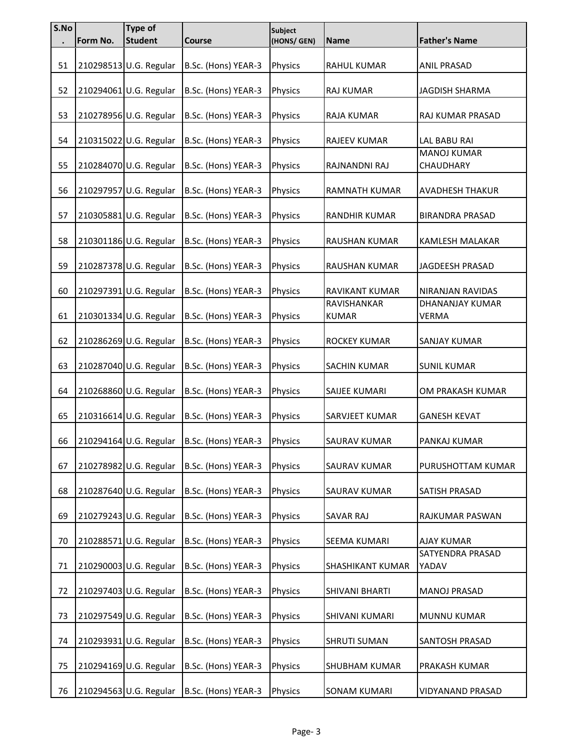| S.No. | Form No. | Type of Student | Course | Subject (HONS/ GEN) | Name | Father's Name |
|---|---|---|---|---|---|---|
| 51 | 210298513 | U.G. Regular | B.Sc. (Hons) YEAR-3 | Physics | RAHUL KUMAR | ANIL PRASAD |
| 52 | 210294061 | U.G. Regular | B.Sc. (Hons) YEAR-3 | Physics | RAJ KUMAR | JAGDISH SHARMA |
| 53 | 210278956 | U.G. Regular | B.Sc. (Hons) YEAR-3 | Physics | RAJA KUMAR | RAJ KUMAR PRASAD |
| 54 | 210315022 | U.G. Regular | B.Sc. (Hons) YEAR-3 | Physics | RAJEEV KUMAR | LAL BABU RAI |
| 55 | 210284070 | U.G. Regular | B.Sc. (Hons) YEAR-3 | Physics | RAJNANDNI RAJ | MANOJ KUMAR CHAUDHARY |
| 56 | 210297957 | U.G. Regular | B.Sc. (Hons) YEAR-3 | Physics | RAMNATH KUMAR | AVADHESH THAKUR |
| 57 | 210305881 | U.G. Regular | B.Sc. (Hons) YEAR-3 | Physics | RANDHIR KUMAR | BIRANDRA PRASAD |
| 58 | 210301186 | U.G. Regular | B.Sc. (Hons) YEAR-3 | Physics | RAUSHAN KUMAR | KAMLESH MALAKAR |
| 59 | 210287378 | U.G. Regular | B.Sc. (Hons) YEAR-3 | Physics | RAUSHAN KUMAR | JAGDEESH PRASAD |
| 60 | 210297391 | U.G. Regular | B.Sc. (Hons) YEAR-3 | Physics | RAVIKANT KUMAR | NIRANJAN RAVIDAS |
| 61 | 210301334 | U.G. Regular | B.Sc. (Hons) YEAR-3 | Physics | RAVISHANKAR KUMAR | DHANANJAY KUMAR VERMA |
| 62 | 210286269 | U.G. Regular | B.Sc. (Hons) YEAR-3 | Physics | ROCKEY KUMAR | SANJAY KUMAR |
| 63 | 210287040 | U.G. Regular | B.Sc. (Hons) YEAR-3 | Physics | SACHIN KUMAR | SUNIL KUMAR |
| 64 | 210268860 | U.G. Regular | B.Sc. (Hons) YEAR-3 | Physics | SAIJEE KUMARI | OM PRAKASH KUMAR |
| 65 | 210316614 | U.G. Regular | B.Sc. (Hons) YEAR-3 | Physics | SARVJEET KUMAR | GANESH KEVAT |
| 66 | 210294164 | U.G. Regular | B.Sc. (Hons) YEAR-3 | Physics | SAURAV KUMAR | PANKAJ KUMAR |
| 67 | 210278982 | U.G. Regular | B.Sc. (Hons) YEAR-3 | Physics | SAURAV KUMAR | PURUSHOTTAM KUMAR |
| 68 | 210287640 | U.G. Regular | B.Sc. (Hons) YEAR-3 | Physics | SAURAV KUMAR | SATISH PRASAD |
| 69 | 210279243 | U.G. Regular | B.Sc. (Hons) YEAR-3 | Physics | SAVAR RAJ | RAJKUMAR PASWAN |
| 70 | 210288571 | U.G. Regular | B.Sc. (Hons) YEAR-3 | Physics | SEEMA KUMARI | AJAY KUMAR |
| 71 | 210290003 | U.G. Regular | B.Sc. (Hons) YEAR-3 | Physics | SHASHIKANT KUMAR | SATYENDRA PRASAD YADAV |
| 72 | 210297403 | U.G. Regular | B.Sc. (Hons) YEAR-3 | Physics | SHIVANI BHARTI | MANOJ PRASAD |
| 73 | 210297549 | U.G. Regular | B.Sc. (Hons) YEAR-3 | Physics | SHIVANI KUMARI | MUNNU KUMAR |
| 74 | 210293931 | U.G. Regular | B.Sc. (Hons) YEAR-3 | Physics | SHRUTI SUMAN | SANTOSH PRASAD |
| 75 | 210294169 | U.G. Regular | B.Sc. (Hons) YEAR-3 | Physics | SHUBHAM KUMAR | PRAKASH KUMAR |
| 76 | 210294563 | U.G. Regular | B.Sc. (Hons) YEAR-3 | Physics | SONAM KUMARI | VIDYANAND PRASAD |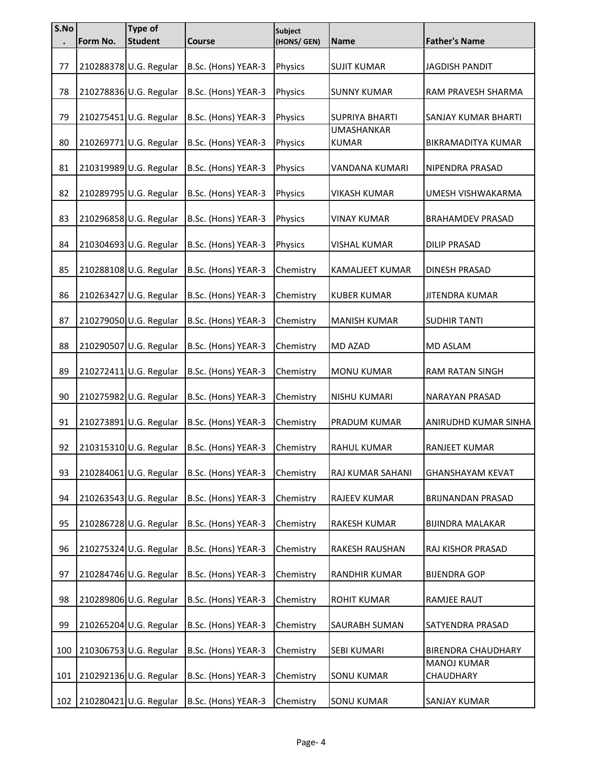| S.No. | Form No. | Type of Student | Course | Subject (HONS/ GEN) | Name | Father's Name |
|---|---|---|---|---|---|---|
| 77 | 210288378 | U.G. Regular | B.Sc. (Hons) YEAR-3 | Physics | SUJIT KUMAR | JAGDISH PANDIT |
| 78 | 210278836 | U.G. Regular | B.Sc. (Hons) YEAR-3 | Physics | SUNNY KUMAR | RAM PRAVESH SHARMA |
| 79 | 210275451 | U.G. Regular | B.Sc. (Hons) YEAR-3 | Physics | SUPRIYA BHARTI | SANJAY KUMAR BHARTI |
| 80 | 210269771 | U.G. Regular | B.Sc. (Hons) YEAR-3 | Physics | UMASHANKAR KUMAR | BIKRAMADITYA KUMAR |
| 81 | 210319989 | U.G. Regular | B.Sc. (Hons) YEAR-3 | Physics | VANDANA KUMARI | NIPENDRA PRASAD |
| 82 | 210289795 | U.G. Regular | B.Sc. (Hons) YEAR-3 | Physics | VIKASH KUMAR | UMESH VISHWAKARMA |
| 83 | 210296858 | U.G. Regular | B.Sc. (Hons) YEAR-3 | Physics | VINAY KUMAR | BRAHAMDEV PRASAD |
| 84 | 210304693 | U.G. Regular | B.Sc. (Hons) YEAR-3 | Physics | VISHAL KUMAR | DILIP PRASAD |
| 85 | 210288108 | U.G. Regular | B.Sc. (Hons) YEAR-3 | Chemistry | KAMALJEET KUMAR | DINESH PRASAD |
| 86 | 210263427 | U.G. Regular | B.Sc. (Hons) YEAR-3 | Chemistry | KUBER KUMAR | JITENDRA KUMAR |
| 87 | 210279050 | U.G. Regular | B.Sc. (Hons) YEAR-3 | Chemistry | MANISH KUMAR | SUDHIR TANTI |
| 88 | 210290507 | U.G. Regular | B.Sc. (Hons) YEAR-3 | Chemistry | MD AZAD | MD ASLAM |
| 89 | 210272411 | U.G. Regular | B.Sc. (Hons) YEAR-3 | Chemistry | MONU KUMAR | RAM RATAN SINGH |
| 90 | 210275982 | U.G. Regular | B.Sc. (Hons) YEAR-3 | Chemistry | NISHU KUMARI | NARAYAN PRASAD |
| 91 | 210273891 | U.G. Regular | B.Sc. (Hons) YEAR-3 | Chemistry | PRADUM KUMAR | ANIRUDHD KUMAR SINHA |
| 92 | 210315310 | U.G. Regular | B.Sc. (Hons) YEAR-3 | Chemistry | RAHUL KUMAR | RANJEET KUMAR |
| 93 | 210284061 | U.G. Regular | B.Sc. (Hons) YEAR-3 | Chemistry | RAJ KUMAR SAHANI | GHANSHAYAM KEVAT |
| 94 | 210263543 | U.G. Regular | B.Sc. (Hons) YEAR-3 | Chemistry | RAJEEV KUMAR | BRIJNANDAN PRASAD |
| 95 | 210286728 | U.G. Regular | B.Sc. (Hons) YEAR-3 | Chemistry | RAKESH KUMAR | BIJINDRA MALAKAR |
| 96 | 210275324 | U.G. Regular | B.Sc. (Hons) YEAR-3 | Chemistry | RAKESH RAUSHAN | RAJ KISHOR PRASAD |
| 97 | 210284746 | U.G. Regular | B.Sc. (Hons) YEAR-3 | Chemistry | RANDHIR KUMAR | BIJENDRA GOP |
| 98 | 210289806 | U.G. Regular | B.Sc. (Hons) YEAR-3 | Chemistry | ROHIT KUMAR | RAMJEE RAUT |
| 99 | 210265204 | U.G. Regular | B.Sc. (Hons) YEAR-3 | Chemistry | SAURABH SUMAN | SATYENDRA PRASAD |
| 100 | 210306753 | U.G. Regular | B.Sc. (Hons) YEAR-3 | Chemistry | SEBI KUMARI | BIRENDRA CHAUDHARY |
| 101 | 210292136 | U.G. Regular | B.Sc. (Hons) YEAR-3 | Chemistry | SONU KUMAR | MANOJ KUMAR CHAUDHARY |
| 102 | 210280421 | U.G. Regular | B.Sc. (Hons) YEAR-3 | Chemistry | SONU KUMAR | SANJAY KUMAR |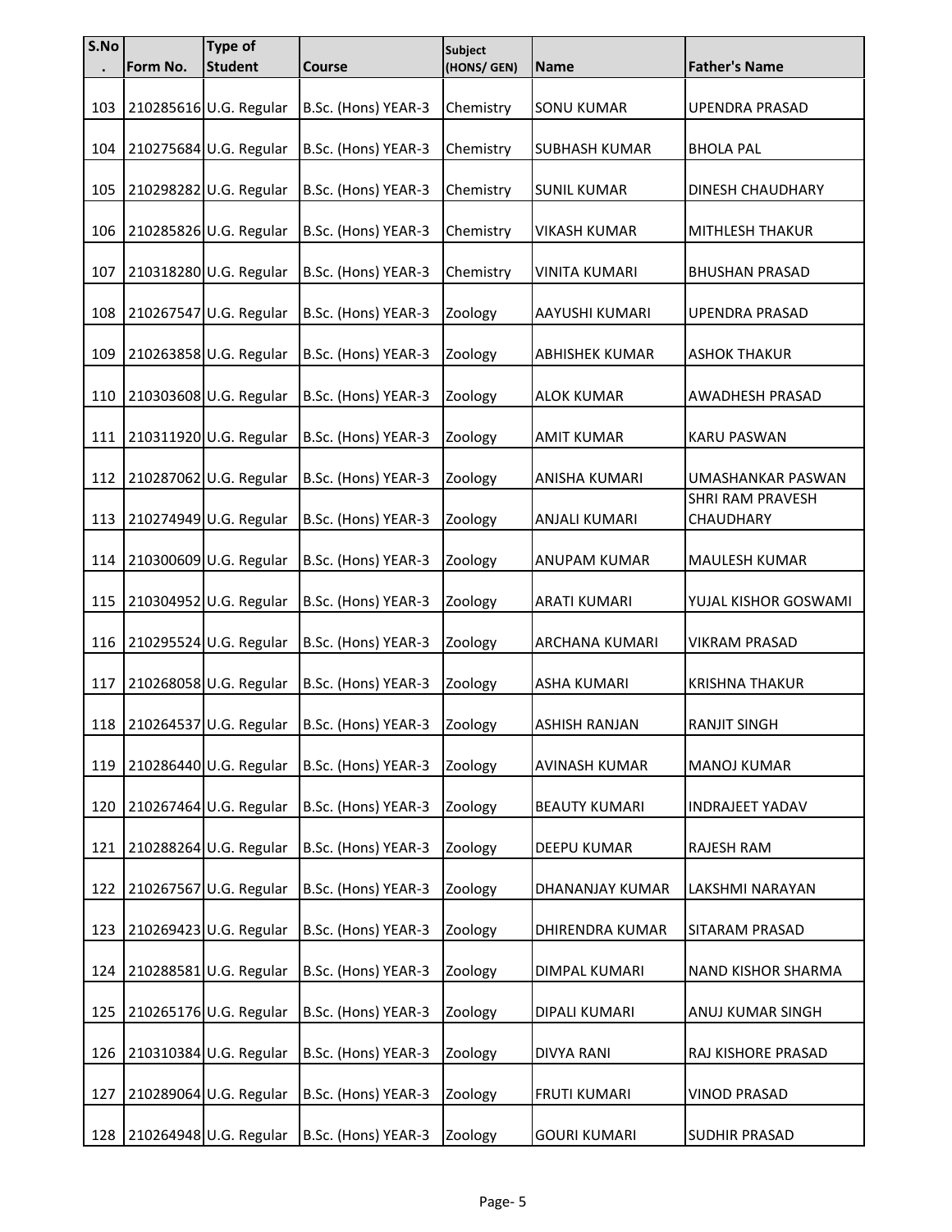| S.No. | Form No. | Type of Student | Course | Subject (HONS/ GEN) | Name | Father's Name |
|---|---|---|---|---|---|---|
| 103 | 210285616 | U.G. Regular | B.Sc. (Hons) YEAR-3 | Chemistry | SONU KUMAR | UPENDRA PRASAD |
| 104 | 210275684 | U.G. Regular | B.Sc. (Hons) YEAR-3 | Chemistry | SUBHASH KUMAR | BHOLA PAL |
| 105 | 210298282 | U.G. Regular | B.Sc. (Hons) YEAR-3 | Chemistry | SUNIL KUMAR | DINESH CHAUDHARY |
| 106 | 210285826 | U.G. Regular | B.Sc. (Hons) YEAR-3 | Chemistry | VIKASH KUMAR | MITHLESH THAKUR |
| 107 | 210318280 | U.G. Regular | B.Sc. (Hons) YEAR-3 | Chemistry | VINITA KUMARI | BHUSHAN PRASAD |
| 108 | 210267547 | U.G. Regular | B.Sc. (Hons) YEAR-3 | Zoology | AAYUSHI KUMARI | UPENDRA PRASAD |
| 109 | 210263858 | U.G. Regular | B.Sc. (Hons) YEAR-3 | Zoology | ABHISHEK KUMAR | ASHOK THAKUR |
| 110 | 210303608 | U.G. Regular | B.Sc. (Hons) YEAR-3 | Zoology | ALOK KUMAR | AWADHESH PRASAD |
| 111 | 210311920 | U.G. Regular | B.Sc. (Hons) YEAR-3 | Zoology | AMIT KUMAR | KARU PASWAN |
| 112 | 210287062 | U.G. Regular | B.Sc. (Hons) YEAR-3 | Zoology | ANISHA KUMARI | UMASHANKAR PASWAN |
| 113 | 210274949 | U.G. Regular | B.Sc. (Hons) YEAR-3 | Zoology | ANJALI KUMARI | SHRI RAM PRAVESH CHAUDHARY |
| 114 | 210300609 | U.G. Regular | B.Sc. (Hons) YEAR-3 | Zoology | ANUPAM KUMAR | MAULESH KUMAR |
| 115 | 210304952 | U.G. Regular | B.Sc. (Hons) YEAR-3 | Zoology | ARATI KUMARI | YUJAL KISHOR GOSWAMI |
| 116 | 210295524 | U.G. Regular | B.Sc. (Hons) YEAR-3 | Zoology | ARCHANA KUMARI | VIKRAM PRASAD |
| 117 | 210268058 | U.G. Regular | B.Sc. (Hons) YEAR-3 | Zoology | ASHA KUMARI | KRISHNA THAKUR |
| 118 | 210264537 | U.G. Regular | B.Sc. (Hons) YEAR-3 | Zoology | ASHISH RANJAN | RANJIT SINGH |
| 119 | 210286440 | U.G. Regular | B.Sc. (Hons) YEAR-3 | Zoology | AVINASH KUMAR | MANOJ KUMAR |
| 120 | 210267464 | U.G. Regular | B.Sc. (Hons) YEAR-3 | Zoology | BEAUTY KUMARI | INDRAJEET YADAV |
| 121 | 210288264 | U.G. Regular | B.Sc. (Hons) YEAR-3 | Zoology | DEEPU KUMAR | RAJESH RAM |
| 122 | 210267567 | U.G. Regular | B.Sc. (Hons) YEAR-3 | Zoology | DHANANJAY KUMAR | LAKSHMI NARAYAN |
| 123 | 210269423 | U.G. Regular | B.Sc. (Hons) YEAR-3 | Zoology | DHIRENDRA KUMAR | SITARAM PRASAD |
| 124 | 210288581 | U.G. Regular | B.Sc. (Hons) YEAR-3 | Zoology | DIMPAL KUMARI | NAND KISHOR SHARMA |
| 125 | 210265176 | U.G. Regular | B.Sc. (Hons) YEAR-3 | Zoology | DIPALI KUMARI | ANUJ KUMAR SINGH |
| 126 | 210310384 | U.G. Regular | B.Sc. (Hons) YEAR-3 | Zoology | DIVYA RANI | RAJ KISHORE PRASAD |
| 127 | 210289064 | U.G. Regular | B.Sc. (Hons) YEAR-3 | Zoology | FRUTI KUMARI | VINOD PRASAD |
| 128 | 210264948 | U.G. Regular | B.Sc. (Hons) YEAR-3 | Zoology | GOURI KUMARI | SUDHIR PRASAD |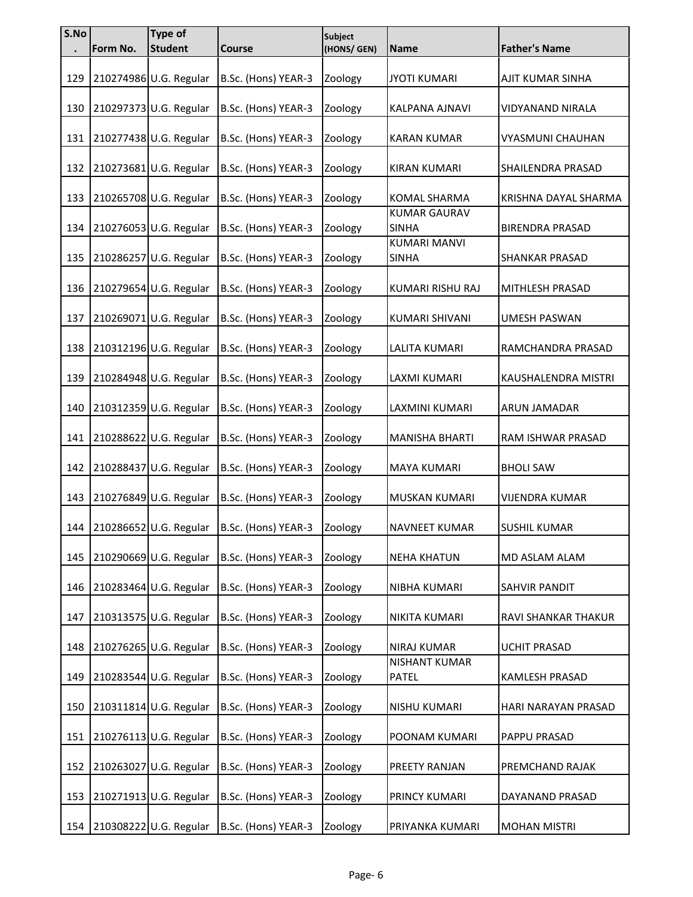| S.No. | Form No. | Type of Student | Course | Subject (HONS/ GEN) | Name | Father's Name |
|---|---|---|---|---|---|---|
| 129 | 210274986 | U.G. Regular | B.Sc. (Hons) YEAR-3 | Zoology | JYOTI KUMARI | AJIT KUMAR SINHA |
| 130 | 210297373 | U.G. Regular | B.Sc. (Hons) YEAR-3 | Zoology | KALPANA AJNAVI | VIDYANAND NIRALA |
| 131 | 210277438 | U.G. Regular | B.Sc. (Hons) YEAR-3 | Zoology | KARAN KUMAR | VYASMUNI CHAUHAN |
| 132 | 210273681 | U.G. Regular | B.Sc. (Hons) YEAR-3 | Zoology | KIRAN KUMARI | SHAILENDRA PRASAD |
| 133 | 210265708 | U.G. Regular | B.Sc. (Hons) YEAR-3 | Zoology | KOMAL SHARMA | KRISHNA DAYAL SHARMA |
| 134 | 210276053 | U.G. Regular | B.Sc. (Hons) YEAR-3 | Zoology | KUMAR GAURAV SINHA | BIRENDRA PRASAD |
| 135 | 210286257 | U.G. Regular | B.Sc. (Hons) YEAR-3 | Zoology | KUMARI MANVI SINHA | SHANKAR PRASAD |
| 136 | 210279654 | U.G. Regular | B.Sc. (Hons) YEAR-3 | Zoology | KUMARI RISHU RAJ | MITHLESH PRASAD |
| 137 | 210269071 | U.G. Regular | B.Sc. (Hons) YEAR-3 | Zoology | KUMARI SHIVANI | UMESH PASWAN |
| 138 | 210312196 | U.G. Regular | B.Sc. (Hons) YEAR-3 | Zoology | LALITA KUMARI | RAMCHANDRA PRASAD |
| 139 | 210284948 | U.G. Regular | B.Sc. (Hons) YEAR-3 | Zoology | LAXMI KUMARI | KAUSHALENDRA MISTRI |
| 140 | 210312359 | U.G. Regular | B.Sc. (Hons) YEAR-3 | Zoology | LAXMINI KUMARI | ARUN JAMADAR |
| 141 | 210288622 | U.G. Regular | B.Sc. (Hons) YEAR-3 | Zoology | MANISHA BHARTI | RAM ISHWAR PRASAD |
| 142 | 210288437 | U.G. Regular | B.Sc. (Hons) YEAR-3 | Zoology | MAYA KUMARI | BHOLI SAW |
| 143 | 210276849 | U.G. Regular | B.Sc. (Hons) YEAR-3 | Zoology | MUSKAN KUMARI | VIJENDRA KUMAR |
| 144 | 210286652 | U.G. Regular | B.Sc. (Hons) YEAR-3 | Zoology | NAVNEET KUMAR | SUSHIL KUMAR |
| 145 | 210290669 | U.G. Regular | B.Sc. (Hons) YEAR-3 | Zoology | NEHA KHATUN | MD ASLAM ALAM |
| 146 | 210283464 | U.G. Regular | B.Sc. (Hons) YEAR-3 | Zoology | NIBHA KUMARI | SAHVIR PANDIT |
| 147 | 210313575 | U.G. Regular | B.Sc. (Hons) YEAR-3 | Zoology | NIKITA KUMARI | RAVI SHANKAR THAKUR |
| 148 | 210276265 | U.G. Regular | B.Sc. (Hons) YEAR-3 | Zoology | NIRAJ KUMAR | UCHIT PRASAD |
| 149 | 210283544 | U.G. Regular | B.Sc. (Hons) YEAR-3 | Zoology | NISHANT KUMAR PATEL | KAMLESH PRASAD |
| 150 | 210311814 | U.G. Regular | B.Sc. (Hons) YEAR-3 | Zoology | NISHU KUMARI | HARI NARAYAN PRASAD |
| 151 | 210276113 | U.G. Regular | B.Sc. (Hons) YEAR-3 | Zoology | POONAM KUMARI | PAPPU PRASAD |
| 152 | 210263027 | U.G. Regular | B.Sc. (Hons) YEAR-3 | Zoology | PREETY RANJAN | PREMCHAND RAJAK |
| 153 | 210271913 | U.G. Regular | B.Sc. (Hons) YEAR-3 | Zoology | PRINCY KUMARI | DAYANAND PRASAD |
| 154 | 210308222 | U.G. Regular | B.Sc. (Hons) YEAR-3 | Zoology | PRIYANKA KUMARI | MOHAN MISTRI |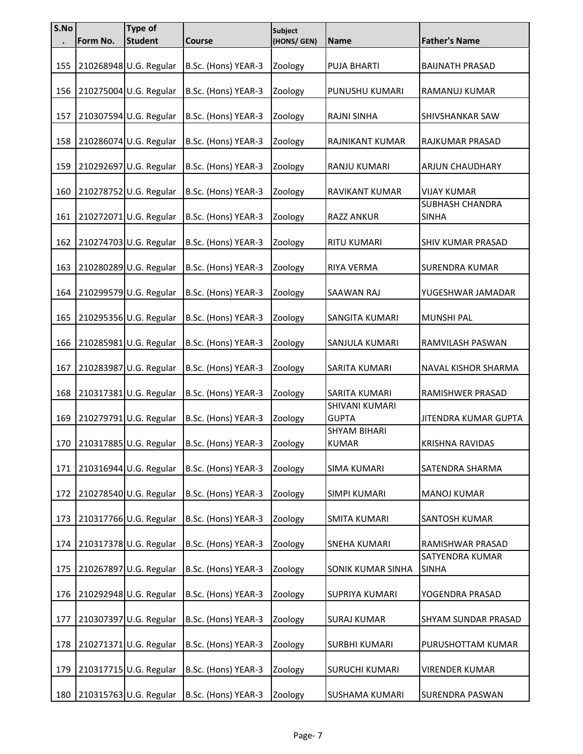| S.No. | Form No. | Type of Student | Course | Subject (HONS/ GEN) | Name | Father's Name |
|---|---|---|---|---|---|---|
| 155 | 210268948 | U.G. Regular | B.Sc. (Hons) YEAR-3 | Zoology | PUJA BHARTI | BAIJNATH PRASAD |
| 156 | 210275004 | U.G. Regular | B.Sc. (Hons) YEAR-3 | Zoology | PUNUSHU KUMARI | RAMANUJ KUMAR |
| 157 | 210307594 | U.G. Regular | B.Sc. (Hons) YEAR-3 | Zoology | RAJNI SINHA | SHIVSHANKAR SAW |
| 158 | 210286074 | U.G. Regular | B.Sc. (Hons) YEAR-3 | Zoology | RAJNIKANT KUMAR | RAJKUMAR PRASAD |
| 159 | 210292697 | U.G. Regular | B.Sc. (Hons) YEAR-3 | Zoology | RANJU KUMARI | ARJUN CHAUDHARY |
| 160 | 210278752 | U.G. Regular | B.Sc. (Hons) YEAR-3 | Zoology | RAVIKANT KUMAR | VIJAY KUMAR |
| 161 | 210272071 | U.G. Regular | B.Sc. (Hons) YEAR-3 | Zoology | RAZZ ANKUR | SUBHASH CHANDRA SINHA |
| 162 | 210274703 | U.G. Regular | B.Sc. (Hons) YEAR-3 | Zoology | RITU KUMARI | SHIV KUMAR PRASAD |
| 163 | 210280289 | U.G. Regular | B.Sc. (Hons) YEAR-3 | Zoology | RIYA VERMA | SURENDRA KUMAR |
| 164 | 210299579 | U.G. Regular | B.Sc. (Hons) YEAR-3 | Zoology | SAAWAN RAJ | YUGESHWAR JAMADAR |
| 165 | 210295356 | U.G. Regular | B.Sc. (Hons) YEAR-3 | Zoology | SANGITA KUMARI | MUNSHI PAL |
| 166 | 210285981 | U.G. Regular | B.Sc. (Hons) YEAR-3 | Zoology | SANJULA KUMARI | RAMVILASH PASWAN |
| 167 | 210283987 | U.G. Regular | B.Sc. (Hons) YEAR-3 | Zoology | SARITA KUMARI | NAVAL KISHOR SHARMA |
| 168 | 210317381 | U.G. Regular | B.Sc. (Hons) YEAR-3 | Zoology | SARITA KUMARI | RAMISHWER PRASAD |
| 169 | 210279791 | U.G. Regular | B.Sc. (Hons) YEAR-3 | Zoology | SHIVANI KUMARI GUPTA | JITENDRA KUMAR GUPTA |
| 170 | 210317885 | U.G. Regular | B.Sc. (Hons) YEAR-3 | Zoology | SHYAM BIHARI KUMAR | KRISHNA RAVIDAS |
| 171 | 210316944 | U.G. Regular | B.Sc. (Hons) YEAR-3 | Zoology | SIMA KUMARI | SATENDRA SHARMA |
| 172 | 210278540 | U.G. Regular | B.Sc. (Hons) YEAR-3 | Zoology | SIMPI KUMARI | MANOJ KUMAR |
| 173 | 210317766 | U.G. Regular | B.Sc. (Hons) YEAR-3 | Zoology | SMITA KUMARI | SANTOSH KUMAR |
| 174 | 210317378 | U.G. Regular | B.Sc. (Hons) YEAR-3 | Zoology | SNEHA KUMARI | RAMISHWAR PRASAD |
| 175 | 210267897 | U.G. Regular | B.Sc. (Hons) YEAR-3 | Zoology | SONIK KUMAR SINHA | SATYENDRA KUMAR SINHA |
| 176 | 210292948 | U.G. Regular | B.Sc. (Hons) YEAR-3 | Zoology | SUPRIYA KUMARI | YOGENDRA PRASAD |
| 177 | 210307397 | U.G. Regular | B.Sc. (Hons) YEAR-3 | Zoology | SURAJ KUMAR | SHYAM SUNDAR PRASAD |
| 178 | 210271371 | U.G. Regular | B.Sc. (Hons) YEAR-3 | Zoology | SURBHI KUMARI | PURUSHOTTAM KUMAR |
| 179 | 210317715 | U.G. Regular | B.Sc. (Hons) YEAR-3 | Zoology | SURUCHI KUMARI | VIRENDER KUMAR |
| 180 | 210315763 | U.G. Regular | B.Sc. (Hons) YEAR-3 | Zoology | SUSHAMA KUMARI | SURENDRA PASWAN |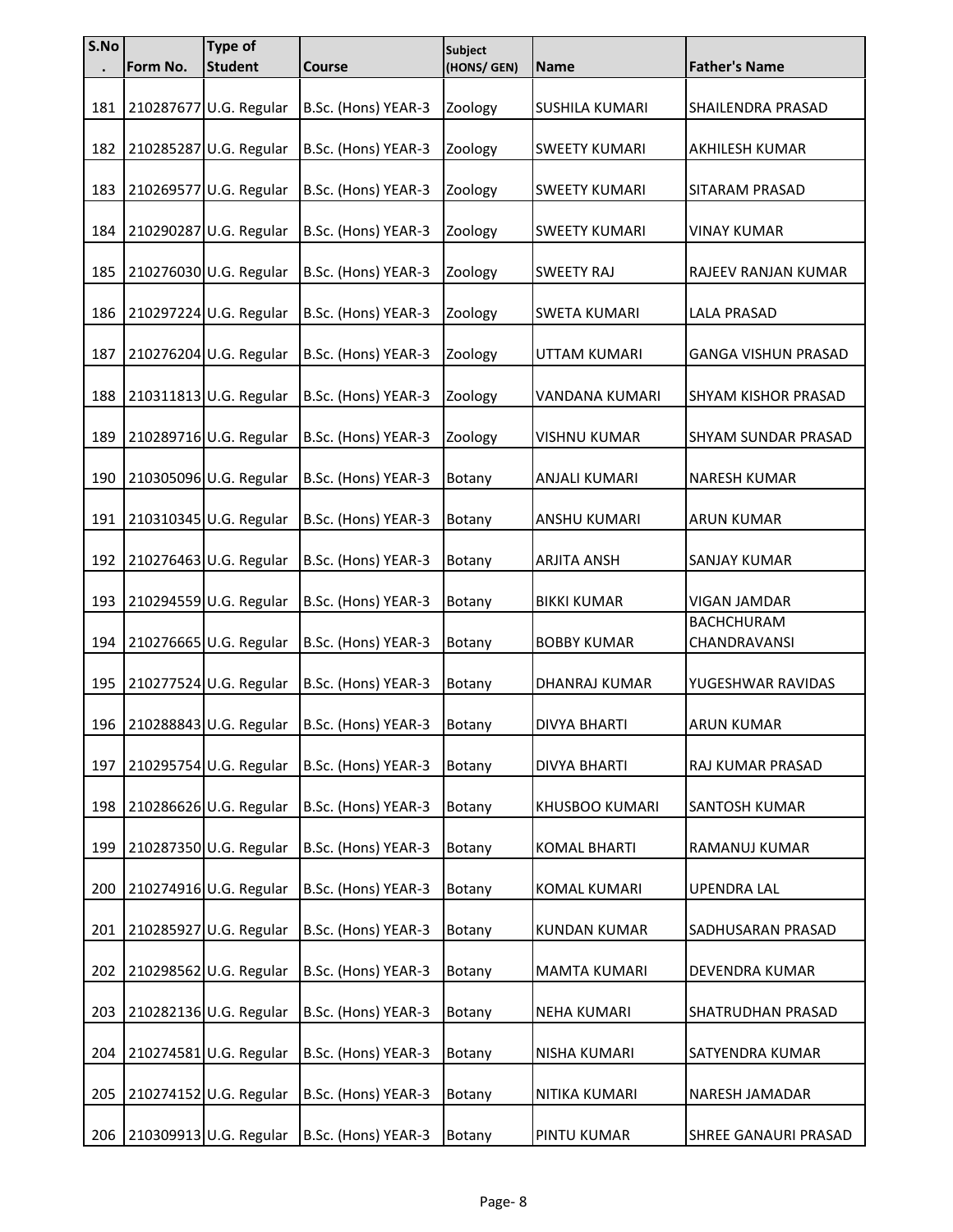| S.No. | Form No. | Type of Student | Course | Subject (HONS/ GEN) | Name | Father's Name |
|---|---|---|---|---|---|---|
| 181 | 210287677 | U.G. Regular | B.Sc. (Hons) YEAR-3 | Zoology | SUSHILA KUMARI | SHAILENDRA PRASAD |
| 182 | 210285287 | U.G. Regular | B.Sc. (Hons) YEAR-3 | Zoology | SWEETY KUMARI | AKHILESH KUMAR |
| 183 | 210269577 | U.G. Regular | B.Sc. (Hons) YEAR-3 | Zoology | SWEETY KUMARI | SITARAM PRASAD |
| 184 | 210290287 | U.G. Regular | B.Sc. (Hons) YEAR-3 | Zoology | SWEETY KUMARI | VINAY KUMAR |
| 185 | 210276030 | U.G. Regular | B.Sc. (Hons) YEAR-3 | Zoology | SWEETY RAJ | RAJEEV RANJAN KUMAR |
| 186 | 210297224 | U.G. Regular | B.Sc. (Hons) YEAR-3 | Zoology | SWETA KUMARI | LALA PRASAD |
| 187 | 210276204 | U.G. Regular | B.Sc. (Hons) YEAR-3 | Zoology | UTTAM KUMARI | GANGA VISHUN PRASAD |
| 188 | 210311813 | U.G. Regular | B.Sc. (Hons) YEAR-3 | Zoology | VANDANA KUMARI | SHYAM KISHOR PRASAD |
| 189 | 210289716 | U.G. Regular | B.Sc. (Hons) YEAR-3 | Zoology | VISHNU KUMAR | SHYAM SUNDAR PRASAD |
| 190 | 210305096 | U.G. Regular | B.Sc. (Hons) YEAR-3 | Botany | ANJALI KUMARI | NARESH KUMAR |
| 191 | 210310345 | U.G. Regular | B.Sc. (Hons) YEAR-3 | Botany | ANSHU KUMARI | ARUN KUMAR |
| 192 | 210276463 | U.G. Regular | B.Sc. (Hons) YEAR-3 | Botany | ARJITA ANSH | SANJAY KUMAR |
| 193 | 210294559 | U.G. Regular | B.Sc. (Hons) YEAR-3 | Botany | BIKKI KUMAR | VIGAN JAMDAR |
| 194 | 210276665 | U.G. Regular | B.Sc. (Hons) YEAR-3 | Botany | BOBBY KUMAR | BACHCHURAM CHANDRAVANSI |
| 195 | 210277524 | U.G. Regular | B.Sc. (Hons) YEAR-3 | Botany | DHANRAJ KUMAR | YUGESHWAR RAVIDAS |
| 196 | 210288843 | U.G. Regular | B.Sc. (Hons) YEAR-3 | Botany | DIVYA BHARTI | ARUN KUMAR |
| 197 | 210295754 | U.G. Regular | B.Sc. (Hons) YEAR-3 | Botany | DIVYA BHARTI | RAJ KUMAR PRASAD |
| 198 | 210286626 | U.G. Regular | B.Sc. (Hons) YEAR-3 | Botany | KHUSBOO KUMARI | SANTOSH KUMAR |
| 199 | 210287350 | U.G. Regular | B.Sc. (Hons) YEAR-3 | Botany | KOMAL BHARTI | RAMANUJ KUMAR |
| 200 | 210274916 | U.G. Regular | B.Sc. (Hons) YEAR-3 | Botany | KOMAL KUMARI | UPENDRA LAL |
| 201 | 210285927 | U.G. Regular | B.Sc. (Hons) YEAR-3 | Botany | KUNDAN KUMAR | SADHUSARAN PRASAD |
| 202 | 210298562 | U.G. Regular | B.Sc. (Hons) YEAR-3 | Botany | MAMTA KUMARI | DEVENDRA KUMAR |
| 203 | 210282136 | U.G. Regular | B.Sc. (Hons) YEAR-3 | Botany | NEHA KUMARI | SHATRUDHAN PRASAD |
| 204 | 210274581 | U.G. Regular | B.Sc. (Hons) YEAR-3 | Botany | NISHA KUMARI | SATYENDRA KUMAR |
| 205 | 210274152 | U.G. Regular | B.Sc. (Hons) YEAR-3 | Botany | NITIKA KUMARI | NARESH JAMADAR |
| 206 | 210309913 | U.G. Regular | B.Sc. (Hons) YEAR-3 | Botany | PINTU KUMAR | SHREE GANAURI PRASAD |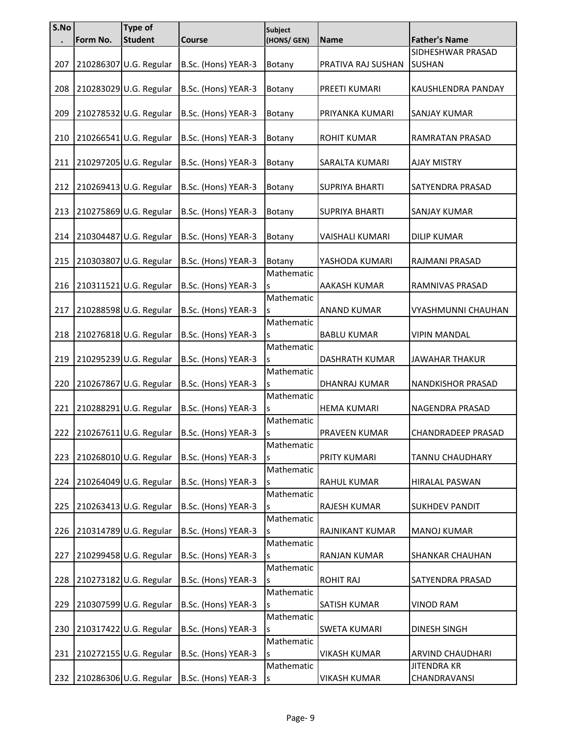| S.No. | Form No. | Type of Student | Course | Subject (HONS/ GEN) | Name | Father's Name |
|---|---|---|---|---|---|---|
| 207 | 210286307 | U.G. Regular | B.Sc. (Hons) YEAR-3 | Botany | PRATIVA RAJ SUSHAN | SIDHESHWAR PRASAD SUSHAN |
| 208 | 210283029 | U.G. Regular | B.Sc. (Hons) YEAR-3 | Botany | PREETI KUMARI | KAUSHLENDRA PANDAY |
| 209 | 210278532 | U.G. Regular | B.Sc. (Hons) YEAR-3 | Botany | PRIYANKA KUMARI | SANJAY KUMAR |
| 210 | 210266541 | U.G. Regular | B.Sc. (Hons) YEAR-3 | Botany | ROHIT KUMAR | RAMRATAN PRASAD |
| 211 | 210297205 | U.G. Regular | B.Sc. (Hons) YEAR-3 | Botany | SARALTA KUMARI | AJAY MISTRY |
| 212 | 210269413 | U.G. Regular | B.Sc. (Hons) YEAR-3 | Botany | SUPRIYA BHARTI | SATYENDRA PRASAD |
| 213 | 210275869 | U.G. Regular | B.Sc. (Hons) YEAR-3 | Botany | SUPRIYA BHARTI | SANJAY KUMAR |
| 214 | 210304487 | U.G. Regular | B.Sc. (Hons) YEAR-3 | Botany | VAISHALI KUMARI | DILIP KUMAR |
| 215 | 210303807 | U.G. Regular | B.Sc. (Hons) YEAR-3 | Botany | YASHODA KUMARI | RAJMANI PRASAD |
| 216 | 210311521 | U.G. Regular | B.Sc. (Hons) YEAR-3 | Mathematics | AAKASH KUMAR | RAMNIVAS PRASAD |
| 217 | 210288598 | U.G. Regular | B.Sc. (Hons) YEAR-3 | Mathematics | ANAND KUMAR | VYASHMUNNI CHAUHAN |
| 218 | 210276818 | U.G. Regular | B.Sc. (Hons) YEAR-3 | Mathematics | BABLU KUMAR | VIPIN MANDAL |
| 219 | 210295239 | U.G. Regular | B.Sc. (Hons) YEAR-3 | Mathematics | DASHRATH KUMAR | JAWAHAR THAKUR |
| 220 | 210267867 | U.G. Regular | B.Sc. (Hons) YEAR-3 | Mathematics | DHANRAJ KUMAR | NANDKISHOR PRASAD |
| 221 | 210288291 | U.G. Regular | B.Sc. (Hons) YEAR-3 | Mathematics | HEMA KUMARI | NAGENDRA PRASAD |
| 222 | 210267611 | U.G. Regular | B.Sc. (Hons) YEAR-3 | Mathematics | PRAVEEN KUMAR | CHANDRADEEP PRASAD |
| 223 | 210268010 | U.G. Regular | B.Sc. (Hons) YEAR-3 | Mathematics | PRITY KUMARI | TANNU CHAUDHARY |
| 224 | 210264049 | U.G. Regular | B.Sc. (Hons) YEAR-3 | Mathematics | RAHUL KUMAR | HIRALAL PASWAN |
| 225 | 210263413 | U.G. Regular | B.Sc. (Hons) YEAR-3 | Mathematics | RAJESH KUMAR | SUKHDEV PANDIT |
| 226 | 210314789 | U.G. Regular | B.Sc. (Hons) YEAR-3 | Mathematics | RAJNIKANT KUMAR | MANOJ KUMAR |
| 227 | 210299458 | U.G. Regular | B.Sc. (Hons) YEAR-3 | Mathematics | RANJAN KUMAR | SHANKAR CHAUHAN |
| 228 | 210273182 | U.G. Regular | B.Sc. (Hons) YEAR-3 | Mathematics | ROHIT RAJ | SATYENDRA PRASAD |
| 229 | 210307599 | U.G. Regular | B.Sc. (Hons) YEAR-3 | Mathematics | SATISH KUMAR | VINOD RAM |
| 230 | 210317422 | U.G. Regular | B.Sc. (Hons) YEAR-3 | Mathematics | SWETA KUMARI | DINESH SINGH |
| 231 | 210272155 | U.G. Regular | B.Sc. (Hons) YEAR-3 | Mathematics | VIKASH KUMAR | ARVIND CHAUDHARI |
| 232 | 210286306 | U.G. Regular | B.Sc. (Hons) YEAR-3 | Mathematics | VIKASH KUMAR | JITENDRA KR CHANDRAVANSI |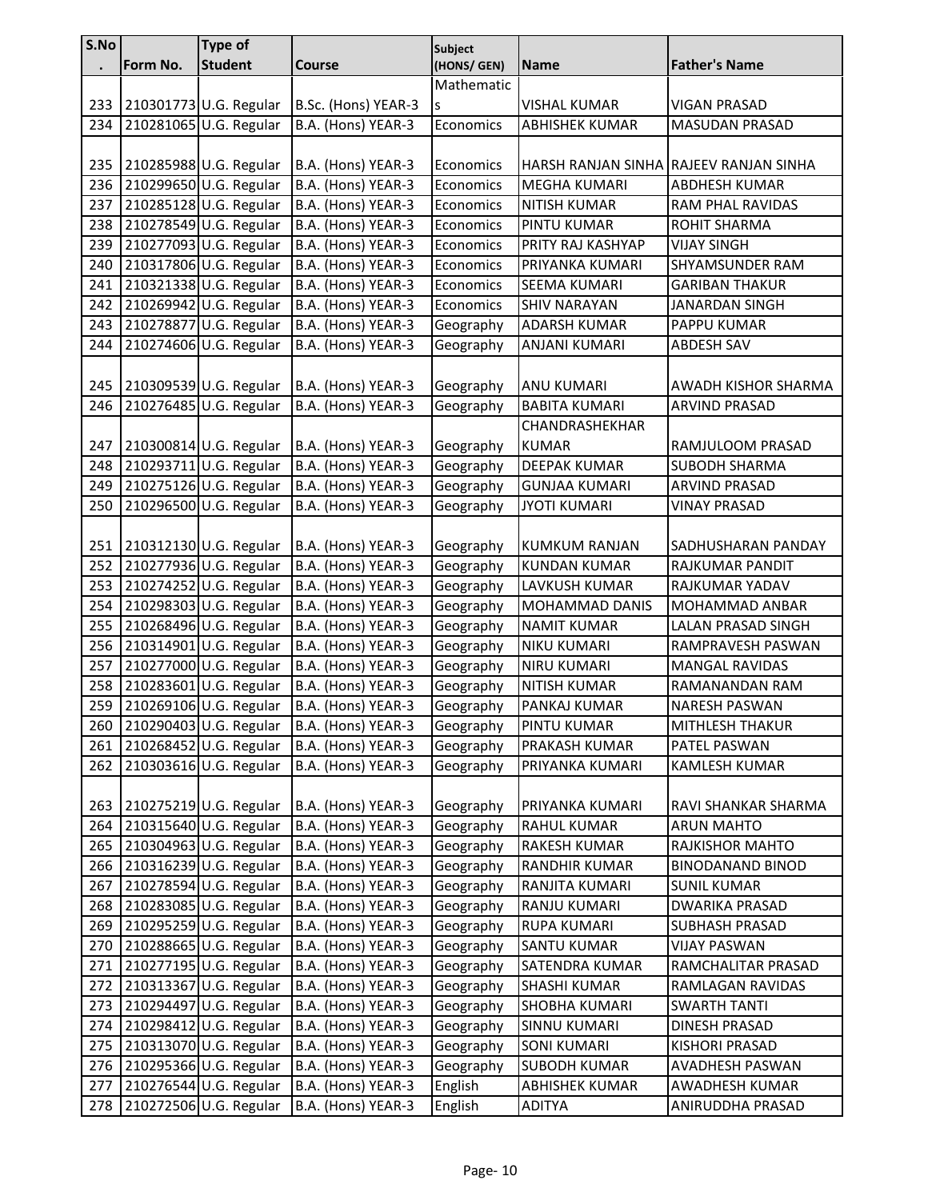| S.No. | Form No. | Type of Student | Course | Subject (HONS/ GEN) | Name | Father's Name |
|---|---|---|---|---|---|---|
| 233 | 210301773 | U.G. Regular | B.Sc. (Hons) YEAR-3 | Mathematics | VISHAL KUMAR | VIGAN PRASAD |
| 234 | 210281065 | U.G. Regular | B.A. (Hons) YEAR-3 | Economics | ABHISHEK KUMAR | MASUDAN PRASAD |
| 235 | 210285988 | U.G. Regular | B.A. (Hons) YEAR-3 | Economics | HARSH RANJAN SINHA | RAJEEV RANJAN SINHA |
| 236 | 210299650 | U.G. Regular | B.A. (Hons) YEAR-3 | Economics | MEGHA KUMARI | ABDHESH KUMAR |
| 237 | 210285128 | U.G. Regular | B.A. (Hons) YEAR-3 | Economics | NITISH KUMAR | RAM PHAL RAVIDAS |
| 238 | 210278549 | U.G. Regular | B.A. (Hons) YEAR-3 | Economics | PINTU KUMAR | ROHIT SHARMA |
| 239 | 210277093 | U.G. Regular | B.A. (Hons) YEAR-3 | Economics | PRITY RAJ KASHYAP | VIJAY SINGH |
| 240 | 210317806 | U.G. Regular | B.A. (Hons) YEAR-3 | Economics | PRIYANKA KUMARI | SHYAMSUNDER RAM |
| 241 | 210321338 | U.G. Regular | B.A. (Hons) YEAR-3 | Economics | SEEMA KUMARI | GARIBAN THAKUR |
| 242 | 210269942 | U.G. Regular | B.A. (Hons) YEAR-3 | Economics | SHIV NARAYAN | JANARDAN SINGH |
| 243 | 210278877 | U.G. Regular | B.A. (Hons) YEAR-3 | Geography | ADARSH KUMAR | PAPPU KUMAR |
| 244 | 210274606 | U.G. Regular | B.A. (Hons) YEAR-3 | Geography | ANJANI KUMARI | ABDESH SAV |
| 245 | 210309539 | U.G. Regular | B.A. (Hons) YEAR-3 | Geography | ANU KUMARI | AWADH KISHOR SHARMA |
| 246 | 210276485 | U.G. Regular | B.A. (Hons) YEAR-3 | Geography | BABITA KUMARI | ARVIND PRASAD |
| 247 | 210300814 | U.G. Regular | B.A. (Hons) YEAR-3 | Geography | CHANDRASHEKHAR KUMAR | RAMJULOOM PRASAD |
| 248 | 210293711 | U.G. Regular | B.A. (Hons) YEAR-3 | Geography | DEEPAK KUMAR | SUBODH SHARMA |
| 249 | 210275126 | U.G. Regular | B.A. (Hons) YEAR-3 | Geography | GUNJAA KUMARI | ARVIND PRASAD |
| 250 | 210296500 | U.G. Regular | B.A. (Hons) YEAR-3 | Geography | JYOTI KUMARI | VINAY PRASAD |
| 251 | 210312130 | U.G. Regular | B.A. (Hons) YEAR-3 | Geography | KUMKUM RANJAN | SADHUSHARAN PANDAY |
| 252 | 210277936 | U.G. Regular | B.A. (Hons) YEAR-3 | Geography | KUNDAN KUMAR | RAJKUMAR PANDIT |
| 253 | 210274252 | U.G. Regular | B.A. (Hons) YEAR-3 | Geography | LAVKUSH KUMAR | RAJKUMAR YADAV |
| 254 | 210298303 | U.G. Regular | B.A. (Hons) YEAR-3 | Geography | MOHAMMAD DANIS | MOHAMMAD ANBAR |
| 255 | 210268496 | U.G. Regular | B.A. (Hons) YEAR-3 | Geography | NAMIT KUMAR | LALAN PRASAD SINGH |
| 256 | 210314901 | U.G. Regular | B.A. (Hons) YEAR-3 | Geography | NIKU KUMARI | RAMPRAVESH PASWAN |
| 257 | 210277000 | U.G. Regular | B.A. (Hons) YEAR-3 | Geography | NIRU KUMARI | MANGAL RAVIDAS |
| 258 | 210283601 | U.G. Regular | B.A. (Hons) YEAR-3 | Geography | NITISH KUMAR | RAMANANDAN RAM |
| 259 | 210269106 | U.G. Regular | B.A. (Hons) YEAR-3 | Geography | PANKAJ KUMAR | NARESH PASWAN |
| 260 | 210290403 | U.G. Regular | B.A. (Hons) YEAR-3 | Geography | PINTU KUMAR | MITHLESH THAKUR |
| 261 | 210268452 | U.G. Regular | B.A. (Hons) YEAR-3 | Geography | PRAKASH KUMAR | PATEL PASWAN |
| 262 | 210303616 | U.G. Regular | B.A. (Hons) YEAR-3 | Geography | PRIYANKA KUMARI | KAMLESH KUMAR |
| 263 | 210275219 | U.G. Regular | B.A. (Hons) YEAR-3 | Geography | PRIYANKA KUMARI | RAVI SHANKAR SHARMA |
| 264 | 210315640 | U.G. Regular | B.A. (Hons) YEAR-3 | Geography | RAHUL KUMAR | ARUN MAHTO |
| 265 | 210304963 | U.G. Regular | B.A. (Hons) YEAR-3 | Geography | RAKESH KUMAR | RAJKISHOR MAHTO |
| 266 | 210316239 | U.G. Regular | B.A. (Hons) YEAR-3 | Geography | RANDHIR KUMAR | BINODANAND BINOD |
| 267 | 210278594 | U.G. Regular | B.A. (Hons) YEAR-3 | Geography | RANJITA KUMARI | SUNIL KUMAR |
| 268 | 210283085 | U.G. Regular | B.A. (Hons) YEAR-3 | Geography | RANJU KUMARI | DWARIKA PRASAD |
| 269 | 210295259 | U.G. Regular | B.A. (Hons) YEAR-3 | Geography | RUPA KUMARI | SUBHASH PRASAD |
| 270 | 210288665 | U.G. Regular | B.A. (Hons) YEAR-3 | Geography | SANTU KUMAR | VIJAY PASWAN |
| 271 | 210277195 | U.G. Regular | B.A. (Hons) YEAR-3 | Geography | SATENDRA KUMAR | RAMCHALITAR PRASAD |
| 272 | 210313367 | U.G. Regular | B.A. (Hons) YEAR-3 | Geography | SHASHI KUMAR | RAMLAGAN RAVIDAS |
| 273 | 210294497 | U.G. Regular | B.A. (Hons) YEAR-3 | Geography | SHOBHA KUMARI | SWARTH TANTI |
| 274 | 210298412 | U.G. Regular | B.A. (Hons) YEAR-3 | Geography | SINNU KUMARI | DINESH PRASAD |
| 275 | 210313070 | U.G. Regular | B.A. (Hons) YEAR-3 | Geography | SONI KUMARI | KISHORI PRASAD |
| 276 | 210295366 | U.G. Regular | B.A. (Hons) YEAR-3 | Geography | SUBODH KUMAR | AVADHESH PASWAN |
| 277 | 210276544 | U.G. Regular | B.A. (Hons) YEAR-3 | English | ABHISHEK KUMAR | AWADHESH KUMAR |
| 278 | 210272506 | U.G. Regular | B.A. (Hons) YEAR-3 | English | ADITYA | ANIRUDDHA PRASAD |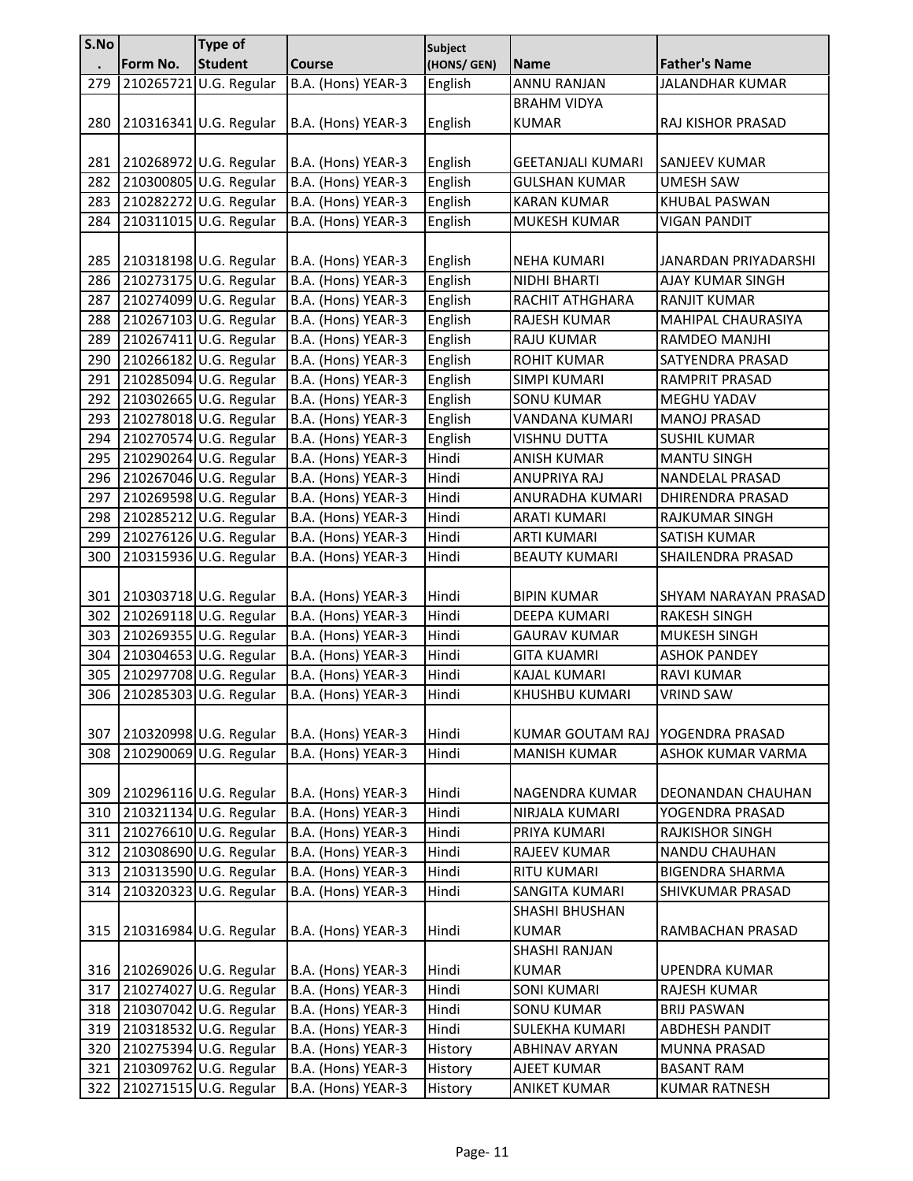| S.No. | Form No. | Type of Student | Course | Subject (HONS/ GEN) | Name | Father's Name |
|---|---|---|---|---|---|---|
| 279 | 210265721 | U.G. Regular | B.A. (Hons) YEAR-3 | English | ANNU RANJAN | JALANDHAR KUMAR |
| 280 | 210316341 | U.G. Regular | B.A. (Hons) YEAR-3 | English | BRAHM VIDYA KUMAR | RAJ KISHOR PRASAD |
| 281 | 210268972 | U.G. Regular | B.A. (Hons) YEAR-3 | English | GEETANJALI KUMARI | SANJEEV KUMAR |
| 282 | 210300805 | U.G. Regular | B.A. (Hons) YEAR-3 | English | GULSHAN KUMAR | UMESH SAW |
| 283 | 210282272 | U.G. Regular | B.A. (Hons) YEAR-3 | English | KARAN KUMAR | KHUBAL PASWAN |
| 284 | 210311015 | U.G. Regular | B.A. (Hons) YEAR-3 | English | MUKESH KUMAR | VIGAN PANDIT |
| 285 | 210318198 | U.G. Regular | B.A. (Hons) YEAR-3 | English | NEHA KUMARI | JANARDAN PRIYADARSHI |
| 286 | 210273175 | U.G. Regular | B.A. (Hons) YEAR-3 | English | NIDHI BHARTI | AJAY KUMAR SINGH |
| 287 | 210274099 | U.G. Regular | B.A. (Hons) YEAR-3 | English | RACHIT ATHGHARA | RANJIT KUMAR |
| 288 | 210267103 | U.G. Regular | B.A. (Hons) YEAR-3 | English | RAJESH KUMAR | MAHIPAL CHAURASIYA |
| 289 | 210267411 | U.G. Regular | B.A. (Hons) YEAR-3 | English | RAJU KUMAR | RAMDEO MANJHI |
| 290 | 210266182 | U.G. Regular | B.A. (Hons) YEAR-3 | English | ROHIT KUMAR | SATYENDRA PRASAD |
| 291 | 210285094 | U.G. Regular | B.A. (Hons) YEAR-3 | English | SIMPI KUMARI | RAMPRIT PRASAD |
| 292 | 210302665 | U.G. Regular | B.A. (Hons) YEAR-3 | English | SONU KUMAR | MEGHU YADAV |
| 293 | 210278018 | U.G. Regular | B.A. (Hons) YEAR-3 | English | VANDANA KUMARI | MANOJ PRASAD |
| 294 | 210270574 | U.G. Regular | B.A. (Hons) YEAR-3 | English | VISHNU DUTTA | SUSHIL KUMAR |
| 295 | 210290264 | U.G. Regular | B.A. (Hons) YEAR-3 | Hindi | ANISH KUMAR | MANTU SINGH |
| 296 | 210267046 | U.G. Regular | B.A. (Hons) YEAR-3 | Hindi | ANUPRIYA RAJ | NANDELAL PRASAD |
| 297 | 210269598 | U.G. Regular | B.A. (Hons) YEAR-3 | Hindi | ANURADHA KUMARI | DHIRENDRA PRASAD |
| 298 | 210285212 | U.G. Regular | B.A. (Hons) YEAR-3 | Hindi | ARATI KUMARI | RAJKUMAR SINGH |
| 299 | 210276126 | U.G. Regular | B.A. (Hons) YEAR-3 | Hindi | ARTI KUMARI | SATISH KUMAR |
| 300 | 210315936 | U.G. Regular | B.A. (Hons) YEAR-3 | Hindi | BEAUTY KUMARI | SHAILENDRA PRASAD |
| 301 | 210303718 | U.G. Regular | B.A. (Hons) YEAR-3 | Hindi | BIPIN KUMAR | SHYAM NARAYAN PRASAD |
| 302 | 210269118 | U.G. Regular | B.A. (Hons) YEAR-3 | Hindi | DEEPA KUMARI | RAKESH SINGH |
| 303 | 210269355 | U.G. Regular | B.A. (Hons) YEAR-3 | Hindi | GAURAV KUMAR | MUKESH SINGH |
| 304 | 210304653 | U.G. Regular | B.A. (Hons) YEAR-3 | Hindi | GITA KUAMRI | ASHOK PANDEY |
| 305 | 210297708 | U.G. Regular | B.A. (Hons) YEAR-3 | Hindi | KAJAL KUMARI | RAVI KUMAR |
| 306 | 210285303 | U.G. Regular | B.A. (Hons) YEAR-3 | Hindi | KHUSHBU KUMARI | VRIND SAW |
| 307 | 210320998 | U.G. Regular | B.A. (Hons) YEAR-3 | Hindi | KUMAR GOUTAM RAJ | YOGENDRA PRASAD |
| 308 | 210290069 | U.G. Regular | B.A. (Hons) YEAR-3 | Hindi | MANISH KUMAR | ASHOK KUMAR VARMA |
| 309 | 210296116 | U.G. Regular | B.A. (Hons) YEAR-3 | Hindi | NAGENDRA KUMAR | DEONANDAN CHAUHAN |
| 310 | 210321134 | U.G. Regular | B.A. (Hons) YEAR-3 | Hindi | NIRJALA KUMARI | YOGENDRA PRASAD |
| 311 | 210276610 | U.G. Regular | B.A. (Hons) YEAR-3 | Hindi | PRIYA KUMARI | RAJKISHOR SINGH |
| 312 | 210308690 | U.G. Regular | B.A. (Hons) YEAR-3 | Hindi | RAJEEV KUMAR | NANDU CHAUHAN |
| 313 | 210313590 | U.G. Regular | B.A. (Hons) YEAR-3 | Hindi | RITU KUMARI | BIGENDRA SHARMA |
| 314 | 210320323 | U.G. Regular | B.A. (Hons) YEAR-3 | Hindi | SANGITA KUMARI | SHIVKUMAR PRASAD |
| 315 | 210316984 | U.G. Regular | B.A. (Hons) YEAR-3 | Hindi | SHASHI BHUSHAN KUMAR | RAMBACHAN PRASAD |
| 316 | 210269026 | U.G. Regular | B.A. (Hons) YEAR-3 | Hindi | SHASHI RANJAN KUMAR | UPENDRA KUMAR |
| 317 | 210274027 | U.G. Regular | B.A. (Hons) YEAR-3 | Hindi | SONI KUMARI | RAJESH KUMAR |
| 318 | 210307042 | U.G. Regular | B.A. (Hons) YEAR-3 | Hindi | SONU KUMAR | BRIJ PASWAN |
| 319 | 210318532 | U.G. Regular | B.A. (Hons) YEAR-3 | Hindi | SULEKHA KUMARI | ABDHESH PANDIT |
| 320 | 210275394 | U.G. Regular | B.A. (Hons) YEAR-3 | History | ABHINAV ARYAN | MUNNA PRASAD |
| 321 | 210309762 | U.G. Regular | B.A. (Hons) YEAR-3 | History | AJEET KUMAR | BASANT RAM |
| 322 | 210271515 | U.G. Regular | B.A. (Hons) YEAR-3 | History | ANIKET KUMAR | KUMAR RATNESH |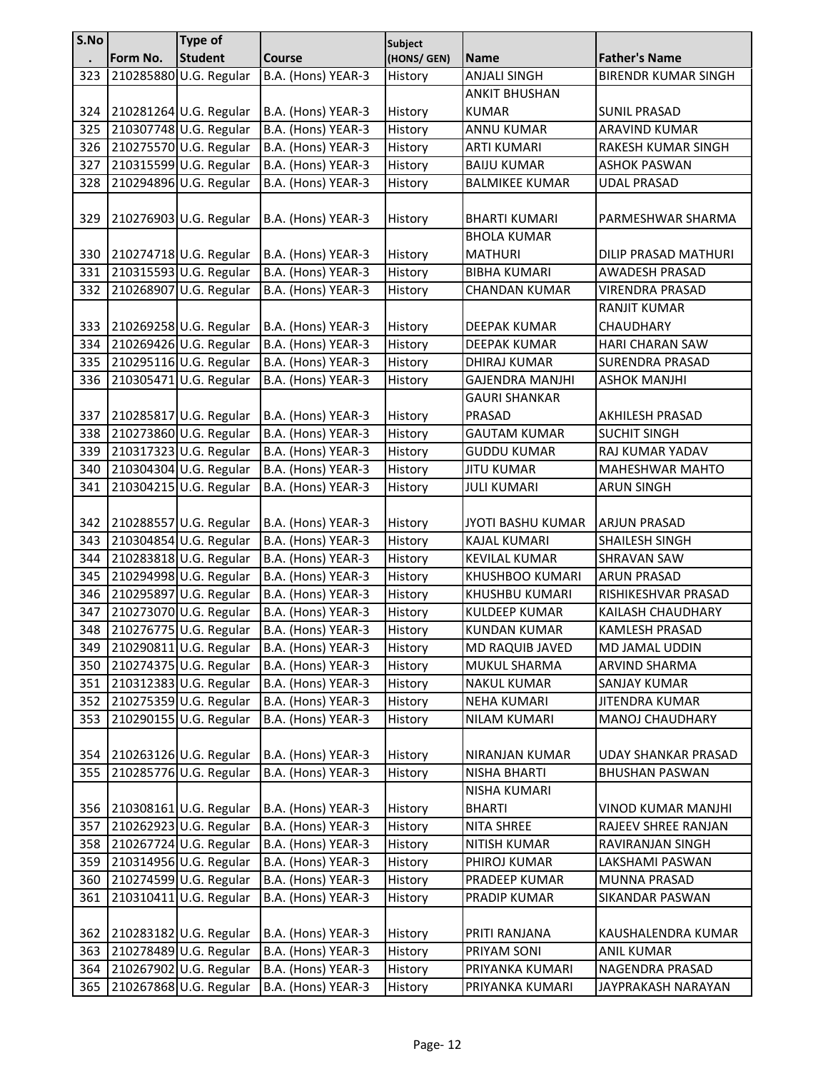| S.No. | Form No. | Type of Student | Course | Subject (HONS/ GEN) | Name | Father's Name |
|---|---|---|---|---|---|---|
| 323 | 210285880 | U.G. Regular | B.A. (Hons) YEAR-3 | History | ANJALI SINGH | BIRENDR KUMAR SINGH |
| 324 | 210281264 | U.G. Regular | B.A. (Hons) YEAR-3 | History | ANKIT BHUSHAN KUMAR | SUNIL PRASAD |
| 325 | 210307748 | U.G. Regular | B.A. (Hons) YEAR-3 | History | ANNU KUMAR | ARAVIND KUMAR |
| 326 | 210275570 | U.G. Regular | B.A. (Hons) YEAR-3 | History | ARTI KUMARI | RAKESH KUMAR SINGH |
| 327 | 210315599 | U.G. Regular | B.A. (Hons) YEAR-3 | History | BAIJU KUMAR | ASHOK PASWAN |
| 328 | 210294896 | U.G. Regular | B.A. (Hons) YEAR-3 | History | BALMIKEE KUMAR | UDAL PRASAD |
| 329 | 210276903 | U.G. Regular | B.A. (Hons) YEAR-3 | History | BHARTI KUMARI | PARMESHWAR SHARMA |
| 330 | 210274718 | U.G. Regular | B.A. (Hons) YEAR-3 | History | BHOLA KUMAR MATHURI | DILIP PRASAD MATHURI |
| 331 | 210315593 | U.G. Regular | B.A. (Hons) YEAR-3 | History | BIBHA KUMARI | AWADESH PRASAD |
| 332 | 210268907 | U.G. Regular | B.A. (Hons) YEAR-3 | History | CHANDAN KUMAR | VIRENDRA PRASAD |
| 333 | 210269258 | U.G. Regular | B.A. (Hons) YEAR-3 | History | DEEPAK KUMAR | RANJIT KUMAR CHAUDHARY |
| 334 | 210269426 | U.G. Regular | B.A. (Hons) YEAR-3 | History | DEEPAK KUMAR | HARI CHARAN SAW |
| 335 | 210295116 | U.G. Regular | B.A. (Hons) YEAR-3 | History | DHIRAJ KUMAR | SURENDRA PRASAD |
| 336 | 210305471 | U.G. Regular | B.A. (Hons) YEAR-3 | History | GAJENDRA MANJHI | ASHOK MANJHI |
| 337 | 210285817 | U.G. Regular | B.A. (Hons) YEAR-3 | History | GAURI SHANKAR PRASAD | AKHILESH PRASAD |
| 338 | 210273860 | U.G. Regular | B.A. (Hons) YEAR-3 | History | GAUTAM KUMAR | SUCHIT SINGH |
| 339 | 210317323 | U.G. Regular | B.A. (Hons) YEAR-3 | History | GUDDU KUMAR | RAJ KUMAR YADAV |
| 340 | 210304304 | U.G. Regular | B.A. (Hons) YEAR-3 | History | JITU KUMAR | MAHESHWAR MAHTO |
| 341 | 210304215 | U.G. Regular | B.A. (Hons) YEAR-3 | History | JULI KUMARI | ARUN SINGH |
| 342 | 210288557 | U.G. Regular | B.A. (Hons) YEAR-3 | History | JYOTI BASHU KUMAR | ARJUN PRASAD |
| 343 | 210304854 | U.G. Regular | B.A. (Hons) YEAR-3 | History | KAJAL KUMARI | SHAILESH SINGH |
| 344 | 210283818 | U.G. Regular | B.A. (Hons) YEAR-3 | History | KEVILAL KUMAR | SHRAVAN SAW |
| 345 | 210294998 | U.G. Regular | B.A. (Hons) YEAR-3 | History | KHUSHBOO KUMARI | ARUN PRASAD |
| 346 | 210295897 | U.G. Regular | B.A. (Hons) YEAR-3 | History | KHUSHBU KUMARI | RISHIKESHVAR PRASAD |
| 347 | 210273070 | U.G. Regular | B.A. (Hons) YEAR-3 | History | KULDEEP KUMAR | KAILASH CHAUDHARY |
| 348 | 210276775 | U.G. Regular | B.A. (Hons) YEAR-3 | History | KUNDAN KUMAR | KAMLESH PRASAD |
| 349 | 210290811 | U.G. Regular | B.A. (Hons) YEAR-3 | History | MD RAQUIB JAVED | MD JAMAL UDDIN |
| 350 | 210274375 | U.G. Regular | B.A. (Hons) YEAR-3 | History | MUKUL SHARMA | ARVIND SHARMA |
| 351 | 210312383 | U.G. Regular | B.A. (Hons) YEAR-3 | History | NAKUL KUMAR | SANJAY KUMAR |
| 352 | 210275359 | U.G. Regular | B.A. (Hons) YEAR-3 | History | NEHA KUMARI | JITENDRA KUMAR |
| 353 | 210290155 | U.G. Regular | B.A. (Hons) YEAR-3 | History | NILAM KUMARI | MANOJ CHAUDHARY |
| 354 | 210263126 | U.G. Regular | B.A. (Hons) YEAR-3 | History | NIRANJAN KUMAR | UDAY SHANKAR PRASAD |
| 355 | 210285776 | U.G. Regular | B.A. (Hons) YEAR-3 | History | NISHA BHARTI | BHUSHAN PASWAN |
| 356 | 210308161 | U.G. Regular | B.A. (Hons) YEAR-3 | History | NISHA KUMARI BHARTI | VINOD KUMAR MANJHI |
| 357 | 210262923 | U.G. Regular | B.A. (Hons) YEAR-3 | History | NITA SHREE | RAJEEV SHREE RANJAN |
| 358 | 210267724 | U.G. Regular | B.A. (Hons) YEAR-3 | History | NITISH KUMAR | RAVIRANJAN SINGH |
| 359 | 210314956 | U.G. Regular | B.A. (Hons) YEAR-3 | History | PHIROJ KUMAR | LAKSHAMI PASWAN |
| 360 | 210274599 | U.G. Regular | B.A. (Hons) YEAR-3 | History | PRADEEP KUMAR | MUNNA PRASAD |
| 361 | 210310411 | U.G. Regular | B.A. (Hons) YEAR-3 | History | PRADIP KUMAR | SIKANDAR PASWAN |
| 362 | 210283182 | U.G. Regular | B.A. (Hons) YEAR-3 | History | PRITI RANJANA | KAUSHALENDRA KUMAR |
| 363 | 210278489 | U.G. Regular | B.A. (Hons) YEAR-3 | History | PRIYAM SONI | ANIL KUMAR |
| 364 | 210267902 | U.G. Regular | B.A. (Hons) YEAR-3 | History | PRIYANKA KUMARI | NAGENDRA PRASAD |
| 365 | 210267868 | U.G. Regular | B.A. (Hons) YEAR-3 | History | PRIYANKA KUMARI | JAYPRAKASH NARAYAN |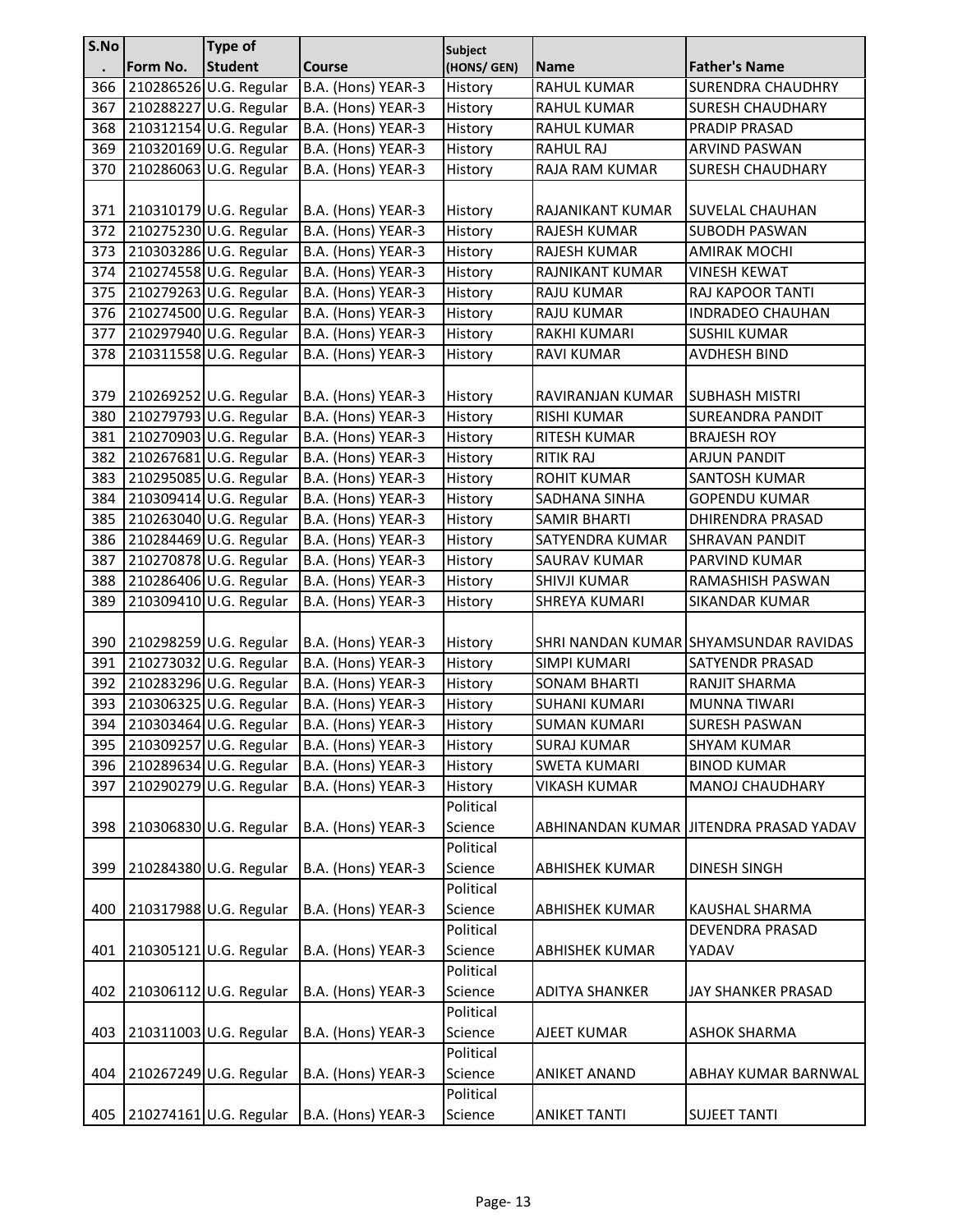| S.No. | Form No. | Type of Student | Course | Subject (HONS/ GEN) | Name | Father's Name |
|---|---|---|---|---|---|---|
| 366 | 210286526 | U.G. Regular | B.A. (Hons) YEAR-3 | History | RAHUL KUMAR | SURENDRA CHAUDHRY |
| 367 | 210288227 | U.G. Regular | B.A. (Hons) YEAR-3 | History | RAHUL KUMAR | SURESH CHAUDHARY |
| 368 | 210312154 | U.G. Regular | B.A. (Hons) YEAR-3 | History | RAHUL KUMAR | PRADIP PRASAD |
| 369 | 210320169 | U.G. Regular | B.A. (Hons) YEAR-3 | History | RAHUL RAJ | ARVIND PASWAN |
| 370 | 210286063 | U.G. Regular | B.A. (Hons) YEAR-3 | History | RAJA RAM KUMAR | SURESH CHAUDHARY |
| 371 | 210310179 | U.G. Regular | B.A. (Hons) YEAR-3 | History | RAJANIKANT KUMAR | SUVELAL CHAUHAN |
| 372 | 210275230 | U.G. Regular | B.A. (Hons) YEAR-3 | History | RAJESH KUMAR | SUBODH PASWAN |
| 373 | 210303286 | U.G. Regular | B.A. (Hons) YEAR-3 | History | RAJESH KUMAR | AMIRAK MOCHI |
| 374 | 210274558 | U.G. Regular | B.A. (Hons) YEAR-3 | History | RAJNIKANT KUMAR | VINESH KEWAT |
| 375 | 210279263 | U.G. Regular | B.A. (Hons) YEAR-3 | History | RAJU KUMAR | RAJ KAPOOR TANTI |
| 376 | 210274500 | U.G. Regular | B.A. (Hons) YEAR-3 | History | RAJU KUMAR | INDRADEO CHAUHAN |
| 377 | 210297940 | U.G. Regular | B.A. (Hons) YEAR-3 | History | RAKHI KUMARI | SUSHIL KUMAR |
| 378 | 210311558 | U.G. Regular | B.A. (Hons) YEAR-3 | History | RAVI KUMAR | AVDHESH BIND |
| 379 | 210269252 | U.G. Regular | B.A. (Hons) YEAR-3 | History | RAVIRANJAN KUMAR | SUBHASH MISTRI |
| 380 | 210279793 | U.G. Regular | B.A. (Hons) YEAR-3 | History | RISHI KUMAR | SUREANDRA PANDIT |
| 381 | 210270903 | U.G. Regular | B.A. (Hons) YEAR-3 | History | RITESH KUMAR | BRAJESH ROY |
| 382 | 210267681 | U.G. Regular | B.A. (Hons) YEAR-3 | History | RITIK RAJ | ARJUN PANDIT |
| 383 | 210295085 | U.G. Regular | B.A. (Hons) YEAR-3 | History | ROHIT KUMAR | SANTOSH KUMAR |
| 384 | 210309414 | U.G. Regular | B.A. (Hons) YEAR-3 | History | SADHANA SINHA | GOPENDU KUMAR |
| 385 | 210263040 | U.G. Regular | B.A. (Hons) YEAR-3 | History | SAMIR BHARTI | DHIRENDRA PRASAD |
| 386 | 210284469 | U.G. Regular | B.A. (Hons) YEAR-3 | History | SATYENDRA KUMAR | SHRAVAN PANDIT |
| 387 | 210270878 | U.G. Regular | B.A. (Hons) YEAR-3 | History | SAURAV KUMAR | PARVIND KUMAR |
| 388 | 210286406 | U.G. Regular | B.A. (Hons) YEAR-3 | History | SHIVJI KUMAR | RAMASHISH PASWAN |
| 389 | 210309410 | U.G. Regular | B.A. (Hons) YEAR-3 | History | SHREYA KUMARI | SIKANDAR KUMAR |
| 390 | 210298259 | U.G. Regular | B.A. (Hons) YEAR-3 | History | SHRI NANDAN KUMAR | SHYAMSUNDAR RAVIDAS |
| 391 | 210273032 | U.G. Regular | B.A. (Hons) YEAR-3 | History | SIMPI KUMARI | SATYENDR PRASAD |
| 392 | 210283296 | U.G. Regular | B.A. (Hons) YEAR-3 | History | SONAM BHARTI | RANJIT SHARMA |
| 393 | 210306325 | U.G. Regular | B.A. (Hons) YEAR-3 | History | SUHANI KUMARI | MUNNA TIWARI |
| 394 | 210303464 | U.G. Regular | B.A. (Hons) YEAR-3 | History | SUMAN KUMARI | SURESH PASWAN |
| 395 | 210309257 | U.G. Regular | B.A. (Hons) YEAR-3 | History | SURAJ KUMAR | SHYAM KUMAR |
| 396 | 210289634 | U.G. Regular | B.A. (Hons) YEAR-3 | History | SWETA KUMARI | BINOD KUMAR |
| 397 | 210290279 | U.G. Regular | B.A. (Hons) YEAR-3 | History | VIKASH KUMAR | MANOJ CHAUDHARY |
| 398 | 210306830 | U.G. Regular | B.A. (Hons) YEAR-3 | Political Science | ABHINANDAN KUMAR | JITENDRA PRASAD YADAV |
| 399 | 210284380 | U.G. Regular | B.A. (Hons) YEAR-3 | Political Science | ABHISHEK KUMAR | DINESH SINGH |
| 400 | 210317988 | U.G. Regular | B.A. (Hons) YEAR-3 | Political Science | ABHISHEK KUMAR | KAUSHAL SHARMA |
| 401 | 210305121 | U.G. Regular | B.A. (Hons) YEAR-3 | Political Science | ABHISHEK KUMAR | DEVENDRA PRASAD YADAV |
| 402 | 210306112 | U.G. Regular | B.A. (Hons) YEAR-3 | Political Science | ADITYA SHANKER | JAY SHANKER PRASAD |
| 403 | 210311003 | U.G. Regular | B.A. (Hons) YEAR-3 | Political Science | AJEET KUMAR | ASHOK SHARMA |
| 404 | 210267249 | U.G. Regular | B.A. (Hons) YEAR-3 | Political Science | ANIKET ANAND | ABHAY KUMAR BARNWAL |
| 405 | 210274161 | U.G. Regular | B.A. (Hons) YEAR-3 | Political Science | ANIKET TANTI | SUJEET TANTI |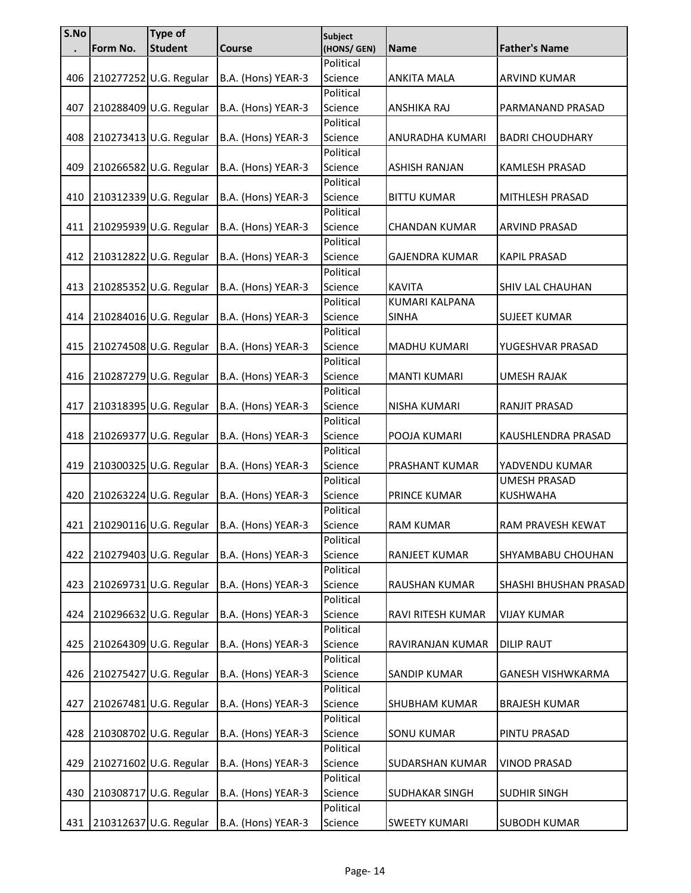| S.No. | Form No. | Type of Student | Course | Subject (HONS/ GEN) | Name | Father's Name |
|---|---|---|---|---|---|---|
| 406 | 210277252 | U.G. Regular | B.A. (Hons) YEAR-3 | Political Science | ANKITA MALA | ARVIND KUMAR |
| 407 | 210288409 | U.G. Regular | B.A. (Hons) YEAR-3 | Political Science | ANSHIKA RAJ | PARMANAND PRASAD |
| 408 | 210273413 | U.G. Regular | B.A. (Hons) YEAR-3 | Political Science | ANURADHA KUMARI | BADRI CHOUDHARY |
| 409 | 210266582 | U.G. Regular | B.A. (Hons) YEAR-3 | Political Science | ASHISH RANJAN | KAMLESH PRASAD |
| 410 | 210312339 | U.G. Regular | B.A. (Hons) YEAR-3 | Political Science | BITTU KUMAR | MITHLESH PRASAD |
| 411 | 210295939 | U.G. Regular | B.A. (Hons) YEAR-3 | Political Science | CHANDAN KUMAR | ARVIND PRASAD |
| 412 | 210312822 | U.G. Regular | B.A. (Hons) YEAR-3 | Political Science | GAJENDRA KUMAR | KAPIL PRASAD |
| 413 | 210285352 | U.G. Regular | B.A. (Hons) YEAR-3 | Political Science | KAVITA | SHIV LAL CHAUHAN |
| 414 | 210284016 | U.G. Regular | B.A. (Hons) YEAR-3 | Political Science | KUMARI KALPANA SINHA | SUJEET KUMAR |
| 415 | 210274508 | U.G. Regular | B.A. (Hons) YEAR-3 | Political Science | MADHU KUMARI | YUGESHVAR PRASAD |
| 416 | 210287279 | U.G. Regular | B.A. (Hons) YEAR-3 | Political Science | MANTI KUMARI | UMESH RAJAK |
| 417 | 210318395 | U.G. Regular | B.A. (Hons) YEAR-3 | Political Science | NISHA KUMARI | RANJIT PRASAD |
| 418 | 210269377 | U.G. Regular | B.A. (Hons) YEAR-3 | Political Science | POOJA KUMARI | KAUSHLENDRA PRASAD |
| 419 | 210300325 | U.G. Regular | B.A. (Hons) YEAR-3 | Political Science | PRASHANT KUMAR | YADVENDU KUMAR |
| 420 | 210263224 | U.G. Regular | B.A. (Hons) YEAR-3 | Political Science | PRINCE KUMAR | UMESH PRASAD KUSHWAHA |
| 421 | 210290116 | U.G. Regular | B.A. (Hons) YEAR-3 | Political Science | RAM KUMAR | RAM PRAVESH KEWAT |
| 422 | 210279403 | U.G. Regular | B.A. (Hons) YEAR-3 | Political Science | RANJEET KUMAR | SHYAMBABU CHOUHAN |
| 423 | 210269731 | U.G. Regular | B.A. (Hons) YEAR-3 | Political Science | RAUSHAN KUMAR | SHASHI BHUSHAN PRASAD |
| 424 | 210296632 | U.G. Regular | B.A. (Hons) YEAR-3 | Political Science | RAVI RITESH KUMAR | VIJAY KUMAR |
| 425 | 210264309 | U.G. Regular | B.A. (Hons) YEAR-3 | Political Science | RAVIRANJAN KUMAR | DILIP RAUT |
| 426 | 210275427 | U.G. Regular | B.A. (Hons) YEAR-3 | Political Science | SANDIP KUMAR | GANESH VISHWKARMA |
| 427 | 210267481 | U.G. Regular | B.A. (Hons) YEAR-3 | Political Science | SHUBHAM KUMAR | BRAJESH KUMAR |
| 428 | 210308702 | U.G. Regular | B.A. (Hons) YEAR-3 | Political Science | SONU KUMAR | PINTU PRASAD |
| 429 | 210271602 | U.G. Regular | B.A. (Hons) YEAR-3 | Political Science | SUDARSHAN KUMAR | VINOD PRASAD |
| 430 | 210308717 | U.G. Regular | B.A. (Hons) YEAR-3 | Political Science | SUDHAKAR SINGH | SUDHIR SINGH |
| 431 | 210312637 | U.G. Regular | B.A. (Hons) YEAR-3 | Political Science | SWEETY KUMARI | SUBODH KUMAR |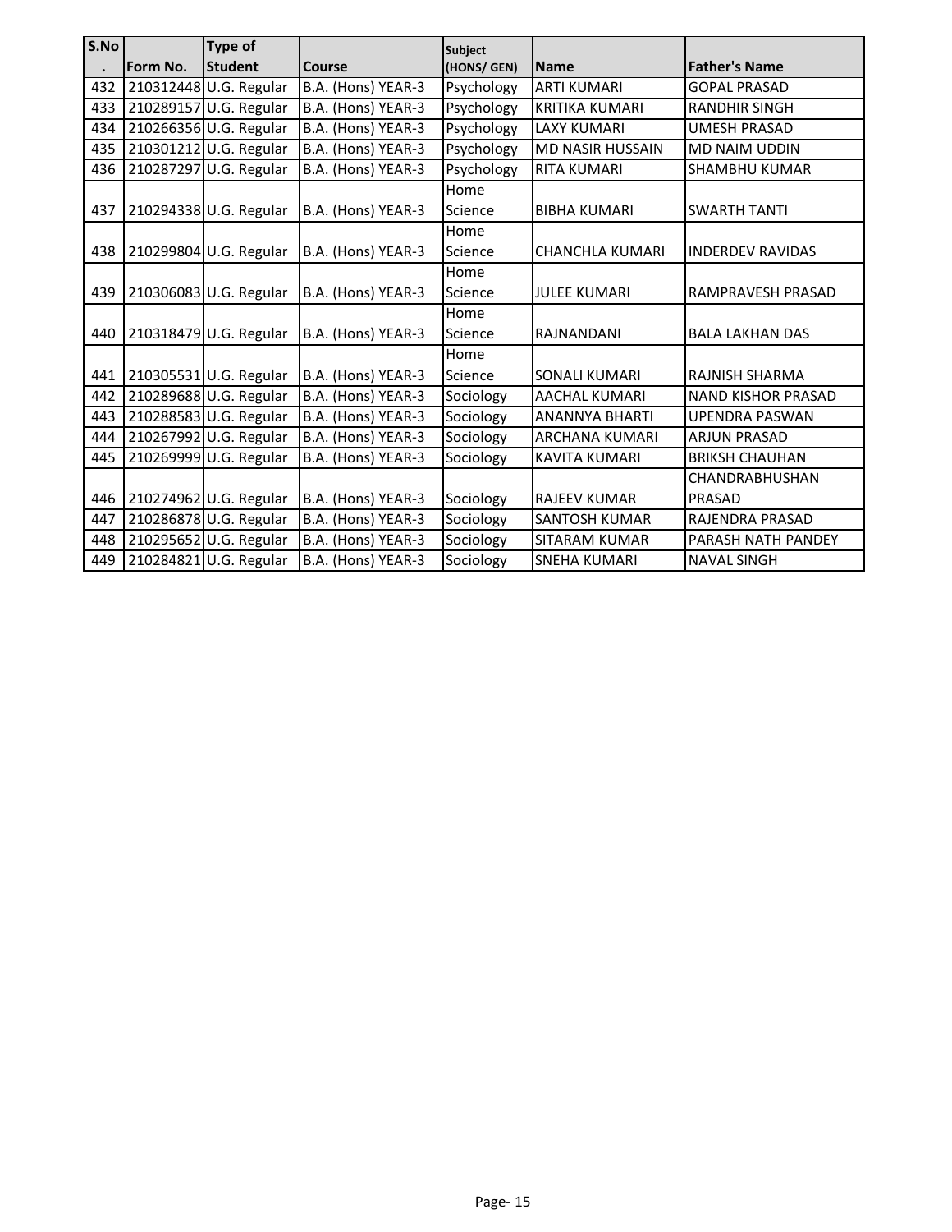| S.No. | Form No. | Type of Student | Course | Subject (HONS/ GEN) | Name | Father's Name |
|---|---|---|---|---|---|---|
| 432 | 210312448 | U.G. Regular | B.A. (Hons) YEAR-3 | Psychology | ARTI KUMARI | GOPAL PRASAD |
| 433 | 210289157 | U.G. Regular | B.A. (Hons) YEAR-3 | Psychology | KRITIKA KUMARI | RANDHIR SINGH |
| 434 | 210266356 | U.G. Regular | B.A. (Hons) YEAR-3 | Psychology | LAXY KUMARI | UMESH PRASAD |
| 435 | 210301212 | U.G. Regular | B.A. (Hons) YEAR-3 | Psychology | MD NASIR HUSSAIN | MD NAIM UDDIN |
| 436 | 210287297 | U.G. Regular | B.A. (Hons) YEAR-3 | Psychology | RITA KUMARI | SHAMBHU KUMAR |
| 437 | 210294338 | U.G. Regular | B.A. (Hons) YEAR-3 | Home Science | BIBHA KUMARI | SWARTH TANTI |
| 438 | 210299804 | U.G. Regular | B.A. (Hons) YEAR-3 | Home Science | CHANCHLA KUMARI | INDERDEV RAVIDAS |
| 439 | 210306083 | U.G. Regular | B.A. (Hons) YEAR-3 | Home Science | JULEE KUMARI | RAMPRAVESH PRASAD |
| 440 | 210318479 | U.G. Regular | B.A. (Hons) YEAR-3 | Home Science | RAJNANDANI | BALA LAKHAN DAS |
| 441 | 210305531 | U.G. Regular | B.A. (Hons) YEAR-3 | Home Science | SONALI KUMARI | RAJNISH SHARMA |
| 442 | 210289688 | U.G. Regular | B.A. (Hons) YEAR-3 | Sociology | AACHAL KUMARI | NAND KISHOR PRASAD |
| 443 | 210288583 | U.G. Regular | B.A. (Hons) YEAR-3 | Sociology | ANANNYA BHARTI | UPENDRA PASWAN |
| 444 | 210267992 | U.G. Regular | B.A. (Hons) YEAR-3 | Sociology | ARCHANA KUMARI | ARJUN PRASAD |
| 445 | 210269999 | U.G. Regular | B.A. (Hons) YEAR-3 | Sociology | KAVITA KUMARI | BRIKSH CHAUHAN |
| 446 | 210274962 | U.G. Regular | B.A. (Hons) YEAR-3 | Sociology | RAJEEV KUMAR | CHANDRABHUSHAN PRASAD |
| 447 | 210286878 | U.G. Regular | B.A. (Hons) YEAR-3 | Sociology | SANTOSH KUMAR | RAJENDRA PRASAD |
| 448 | 210295652 | U.G. Regular | B.A. (Hons) YEAR-3 | Sociology | SITARAM KUMAR | PARASH NATH PANDEY |
| 449 | 210284821 | U.G. Regular | B.A. (Hons) YEAR-3 | Sociology | SNEHA KUMARI | NAVAL SINGH |